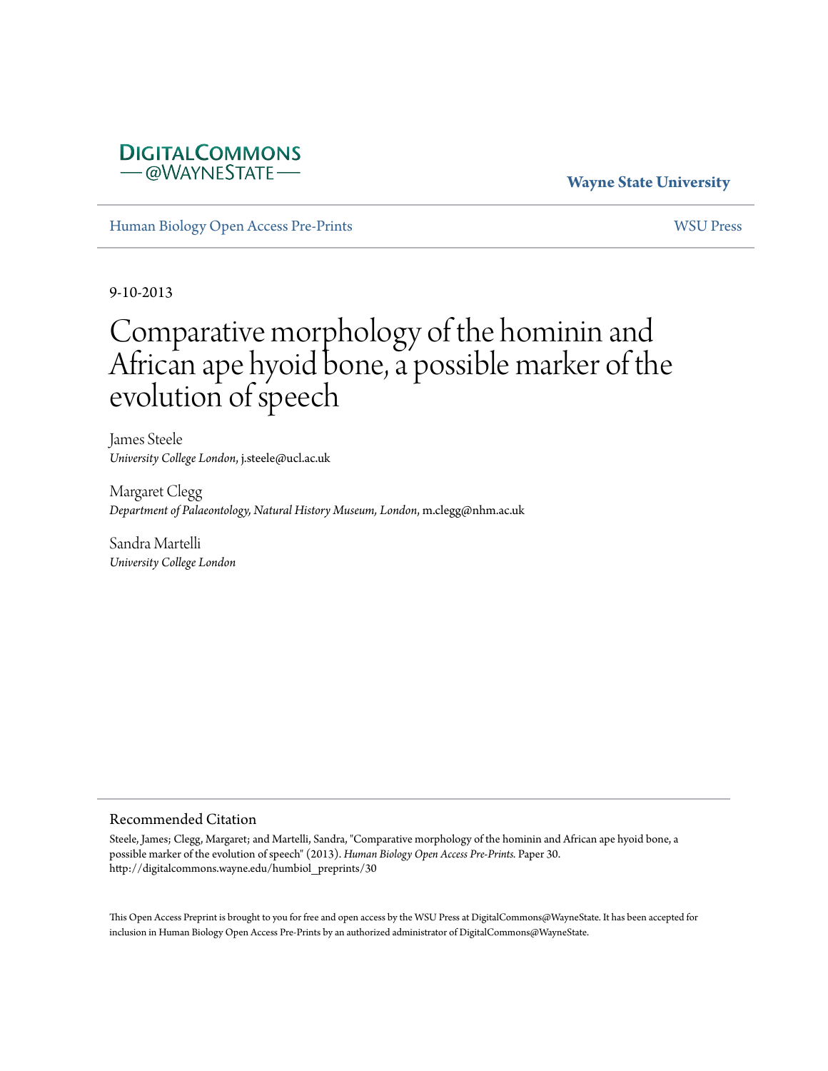DigitalCommons
@WayneState

**Wayne State University**

Human Biology Open Access Pre-Prints | WSU Press

9-10-2013

# Comparative morphology of the hominin and African ape hyoid bone, a possible marker of the evolution of speech

James Steele
*University College London*, j.steele@ucl.ac.uk

Margaret Clegg
*Department of Palaeontology, Natural History Museum, London*, m.clegg@nhm.ac.uk

Sandra Martelli
*University College London*

## Recommended Citation

Steele, James; Clegg, Margaret; and Martelli, Sandra, "Comparative morphology of the hominin and African ape hyoid bone, a possible marker of the evolution of speech" (2013). *Human Biology Open Access Pre-Prints.* Paper 30.
http://digitalcommons.wayne.edu/humbiol_preprints/30

This Open Access Preprint is brought to you for free and open access by the WSU Press at DigitalCommons@WayneState. It has been accepted for inclusion in Human Biology Open Access Pre-Prints by an authorized administrator of DigitalCommons@WayneState.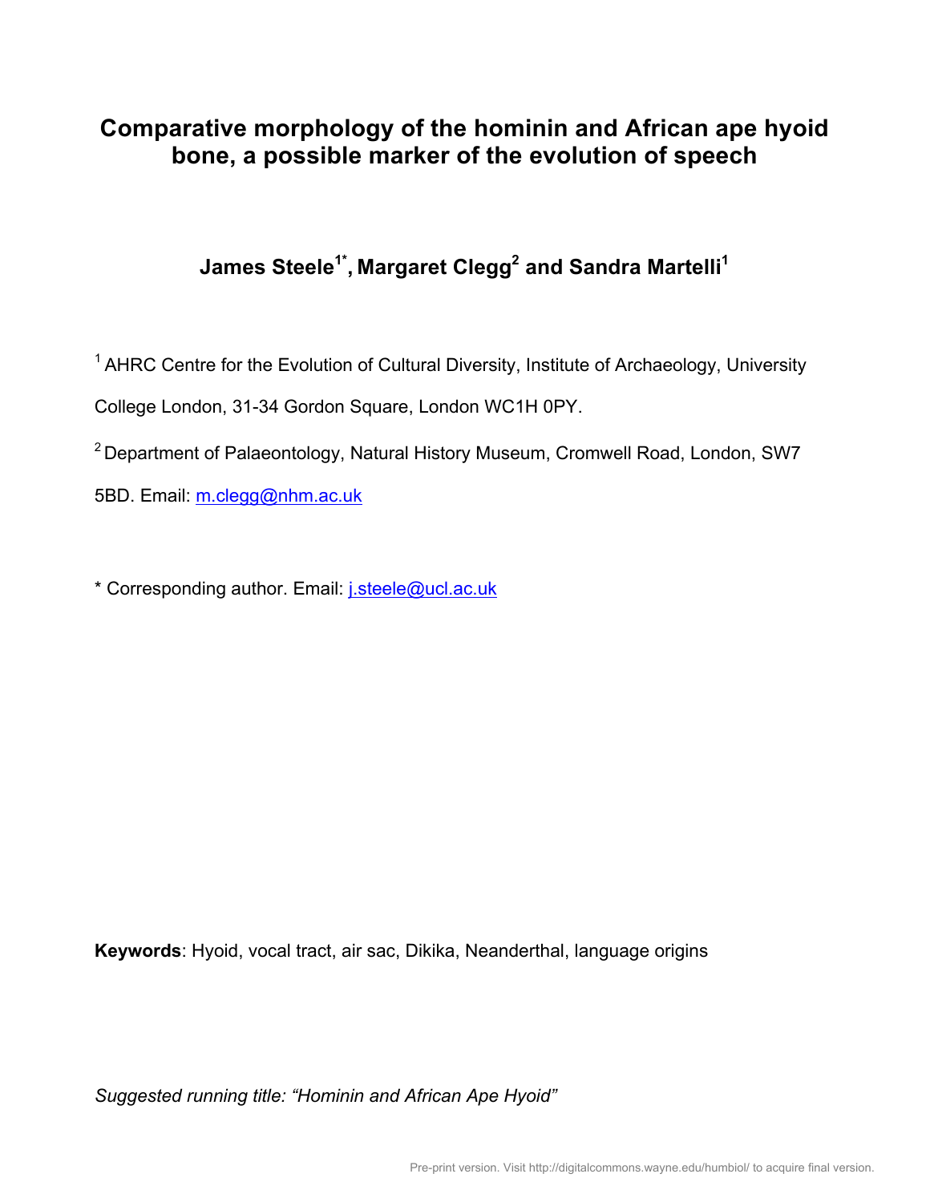# Comparative morphology of the hominin and African ape hyoid bone, a possible marker of the evolution of speech

**James Steele[1*], Margaret Clegg[2] and Sandra Martelli[1]**

[1] AHRC Centre for the Evolution of Cultural Diversity, Institute of Archaeology, University College London, 31-34 Gordon Square, London WC1H 0PY.

[2] Department of Palaeontology, Natural History Museum, Cromwell Road, London, SW7 5BD. Email: m.clegg@nhm.ac.uk

[*] Corresponding author. Email: j.steele@ucl.ac.uk

**Keywords**: Hyoid, vocal tract, air sac, Dikika, Neanderthal, language origins

*Suggested running title: "Hominin and African Ape Hyoid"*

Pre-print version. Visit http://digitalcommons.wayne.edu/humbiol/ to acquire final version.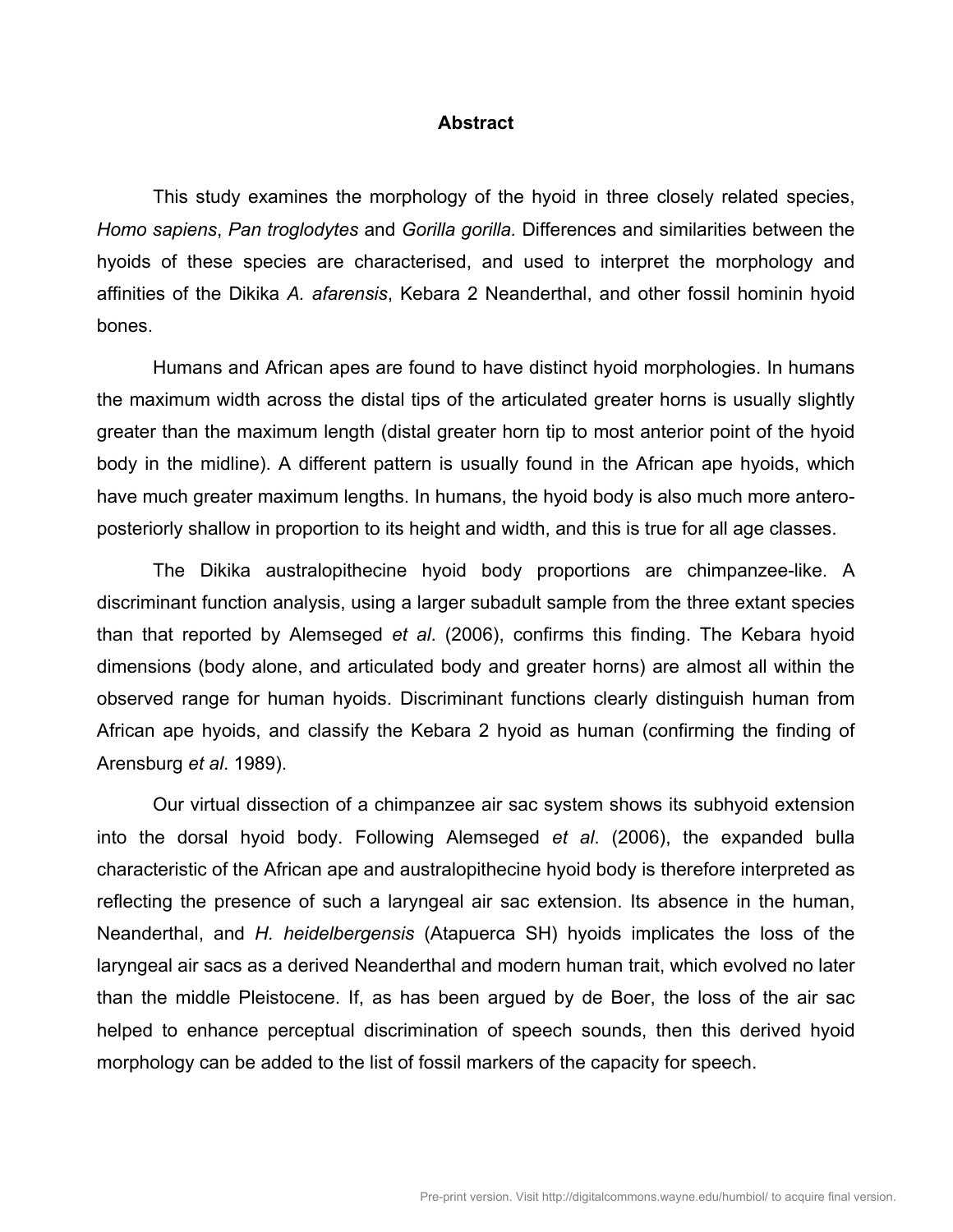## Abstract

This study examines the morphology of the hyoid in three closely related species, *Homo sapiens*, *Pan troglodytes* and *Gorilla gorilla*. Differences and similarities between the hyoids of these species are characterised, and used to interpret the morphology and affinities of the Dikika *A. afarensis*, Kebara 2 Neanderthal, and other fossil hominin hyoid bones.

Humans and African apes are found to have distinct hyoid morphologies. In humans the maximum width across the distal tips of the articulated greater horns is usually slightly greater than the maximum length (distal greater horn tip to most anterior point of the hyoid body in the midline). A different pattern is usually found in the African ape hyoids, which have much greater maximum lengths. In humans, the hyoid body is also much more antero-posteriorly shallow in proportion to its height and width, and this is true for all age classes.

The Dikika australopithecine hyoid body proportions are chimpanzee-like. A discriminant function analysis, using a larger subadult sample from the three extant species than that reported by Alemseged *et al*. (2006), confirms this finding. The Kebara hyoid dimensions (body alone, and articulated body and greater horns) are almost all within the observed range for human hyoids. Discriminant functions clearly distinguish human from African ape hyoids, and classify the Kebara 2 hyoid as human (confirming the finding of Arensburg *et al*. 1989).

Our virtual dissection of a chimpanzee air sac system shows its subhyoid extension into the dorsal hyoid body. Following Alemseged *et al*. (2006), the expanded bulla characteristic of the African ape and australopithecine hyoid body is therefore interpreted as reflecting the presence of such a laryngeal air sac extension. Its absence in the human, Neanderthal, and *H. heidelbergensis* (Atapuerca SH) hyoids implicates the loss of the laryngeal air sacs as a derived Neanderthal and modern human trait, which evolved no later than the middle Pleistocene. If, as has been argued by de Boer, the loss of the air sac helped to enhance perceptual discrimination of speech sounds, then this derived hyoid morphology can be added to the list of fossil markers of the capacity for speech.

Pre-print version. Visit http://digitalcommons.wayne.edu/humbiol/ to acquire final version.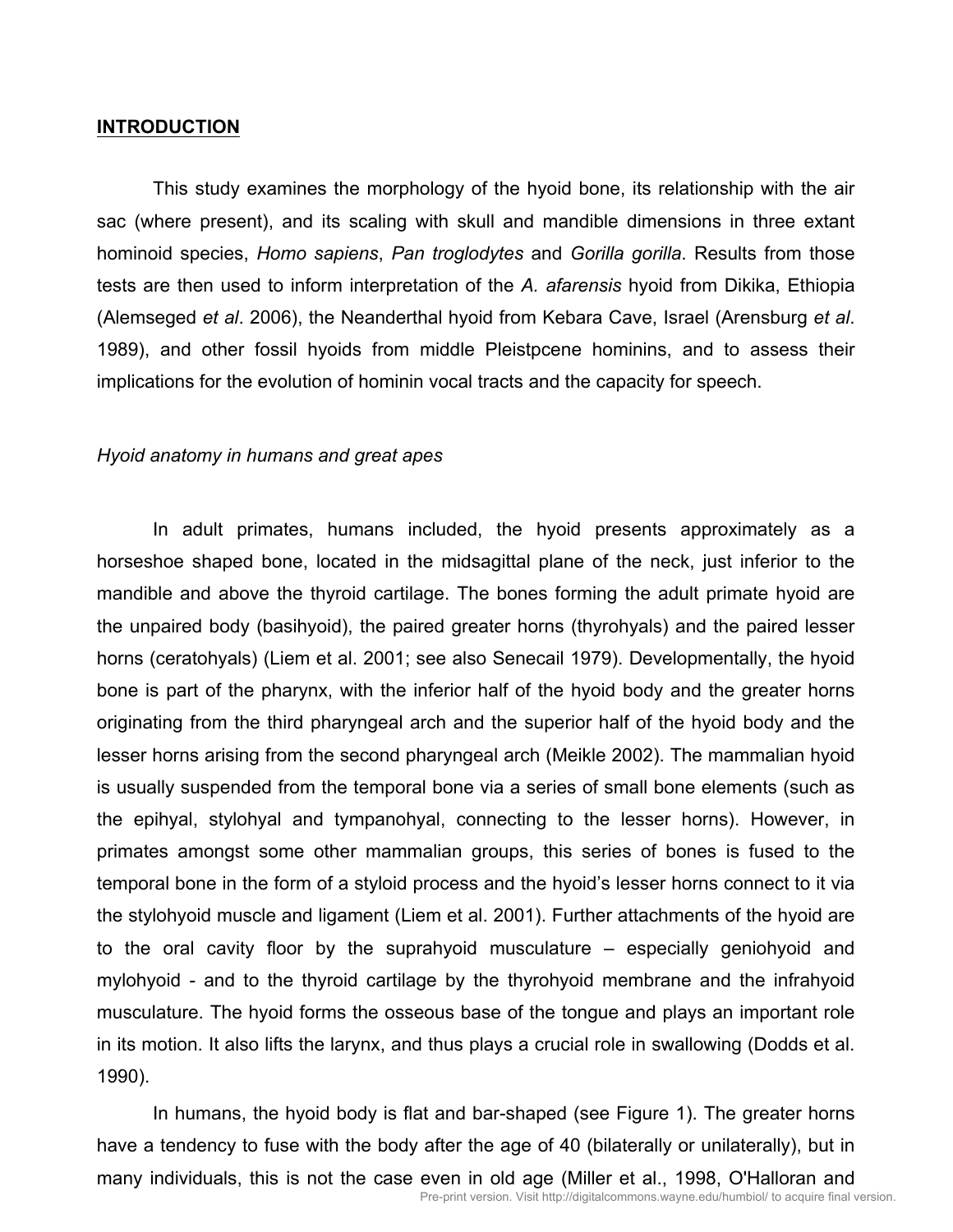## INTRODUCTION

This study examines the morphology of the hyoid bone, its relationship with the air sac (where present), and its scaling with skull and mandible dimensions in three extant hominoid species, *Homo sapiens*, *Pan troglodytes* and *Gorilla gorilla*. Results from those tests are then used to inform interpretation of the *A. afarensis* hyoid from Dikika, Ethiopia (Alemseged *et al*. 2006), the Neanderthal hyoid from Kebara Cave, Israel (Arensburg *et al*. 1989), and other fossil hyoids from middle Pleistpcene hominins, and to assess their implications for the evolution of hominin vocal tracts and the capacity for speech.

*Hyoid anatomy in humans and great apes*

In adult primates, humans included, the hyoid presents approximately as a horseshoe shaped bone, located in the midsagittal plane of the neck, just inferior to the mandible and above the thyroid cartilage. The bones forming the adult primate hyoid are the unpaired body (basihyoid), the paired greater horns (thyrohyals) and the paired lesser horns (ceratohyals) (Liem et al. 2001; see also Senecail 1979). Developmentally, the hyoid bone is part of the pharynx, with the inferior half of the hyoid body and the greater horns originating from the third pharyngeal arch and the superior half of the hyoid body and the lesser horns arising from the second pharyngeal arch (Meikle 2002). The mammalian hyoid is usually suspended from the temporal bone via a series of small bone elements (such as the epihyal, stylohyal and tympanohyal, connecting to the lesser horns). However, in primates amongst some other mammalian groups, this series of bones is fused to the temporal bone in the form of a styloid process and the hyoid's lesser horns connect to it via the stylohyoid muscle and ligament (Liem et al. 2001). Further attachments of the hyoid are to the oral cavity floor by the suprahyoid musculature – especially geniohyoid and mylohyoid - and to the thyroid cartilage by the thyrohyoid membrane and the infrahyoid musculature. The hyoid forms the osseous base of the tongue and plays an important role in its motion. It also lifts the larynx, and thus plays a crucial role in swallowing (Dodds et al. 1990).

In humans, the hyoid body is flat and bar-shaped (see Figure 1). The greater horns have a tendency to fuse with the body after the age of 40 (bilaterally or unilaterally), but in many individuals, this is not the case even in old age (Miller et al., 1998, O'Halloran and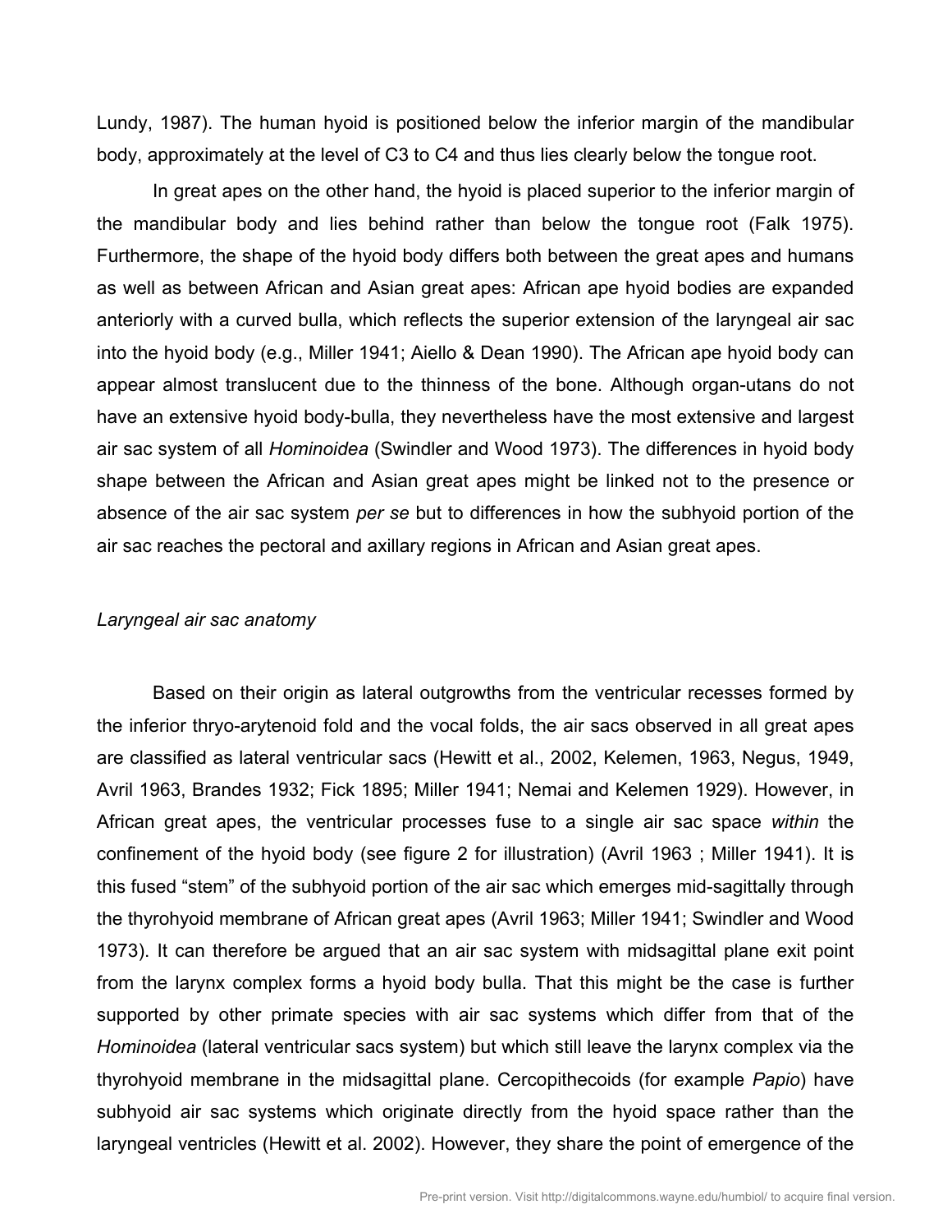Lundy, 1987). The human hyoid is positioned below the inferior margin of the mandibular body, approximately at the level of C3 to C4 and thus lies clearly below the tongue root.

In great apes on the other hand, the hyoid is placed superior to the inferior margin of the mandibular body and lies behind rather than below the tongue root (Falk 1975). Furthermore, the shape of the hyoid body differs both between the great apes and humans as well as between African and Asian great apes: African ape hyoid bodies are expanded anteriorly with a curved bulla, which reflects the superior extension of the laryngeal air sac into the hyoid body (e.g., Miller 1941; Aiello & Dean 1990). The African ape hyoid body can appear almost translucent due to the thinness of the bone. Although organ-utans do not have an extensive hyoid body-bulla, they nevertheless have the most extensive and largest air sac system of all *Hominoidea* (Swindler and Wood 1973). The differences in hyoid body shape between the African and Asian great apes might be linked not to the presence or absence of the air sac system *per se* but to differences in how the subhyoid portion of the air sac reaches the pectoral and axillary regions in African and Asian great apes.

*Laryngeal air sac anatomy*

Based on their origin as lateral outgrowths from the ventricular recesses formed by the inferior thryo-arytenoid fold and the vocal folds, the air sacs observed in all great apes are classified as lateral ventricular sacs (Hewitt et al., 2002, Kelemen, 1963, Negus, 1949, Avril 1963, Brandes 1932; Fick 1895; Miller 1941; Nemai and Kelemen 1929). However, in African great apes, the ventricular processes fuse to a single air sac space *within* the confinement of the hyoid body (see figure 2 for illustration) (Avril 1963 ; Miller 1941). It is this fused "stem" of the subhyoid portion of the air sac which emerges mid-sagittally through the thyrohyoid membrane of African great apes (Avril 1963; Miller 1941; Swindler and Wood 1973). It can therefore be argued that an air sac system with midsagittal plane exit point from the larynx complex forms a hyoid body bulla. That this might be the case is further supported by other primate species with air sac systems which differ from that of the *Hominoidea* (lateral ventricular sacs system) but which still leave the larynx complex via the thyrohyoid membrane in the midsagittal plane. Cercopithecoids (for example *Papio*) have subhyoid air sac systems which originate directly from the hyoid space rather than the laryngeal ventricles (Hewitt et al. 2002). However, they share the point of emergence of the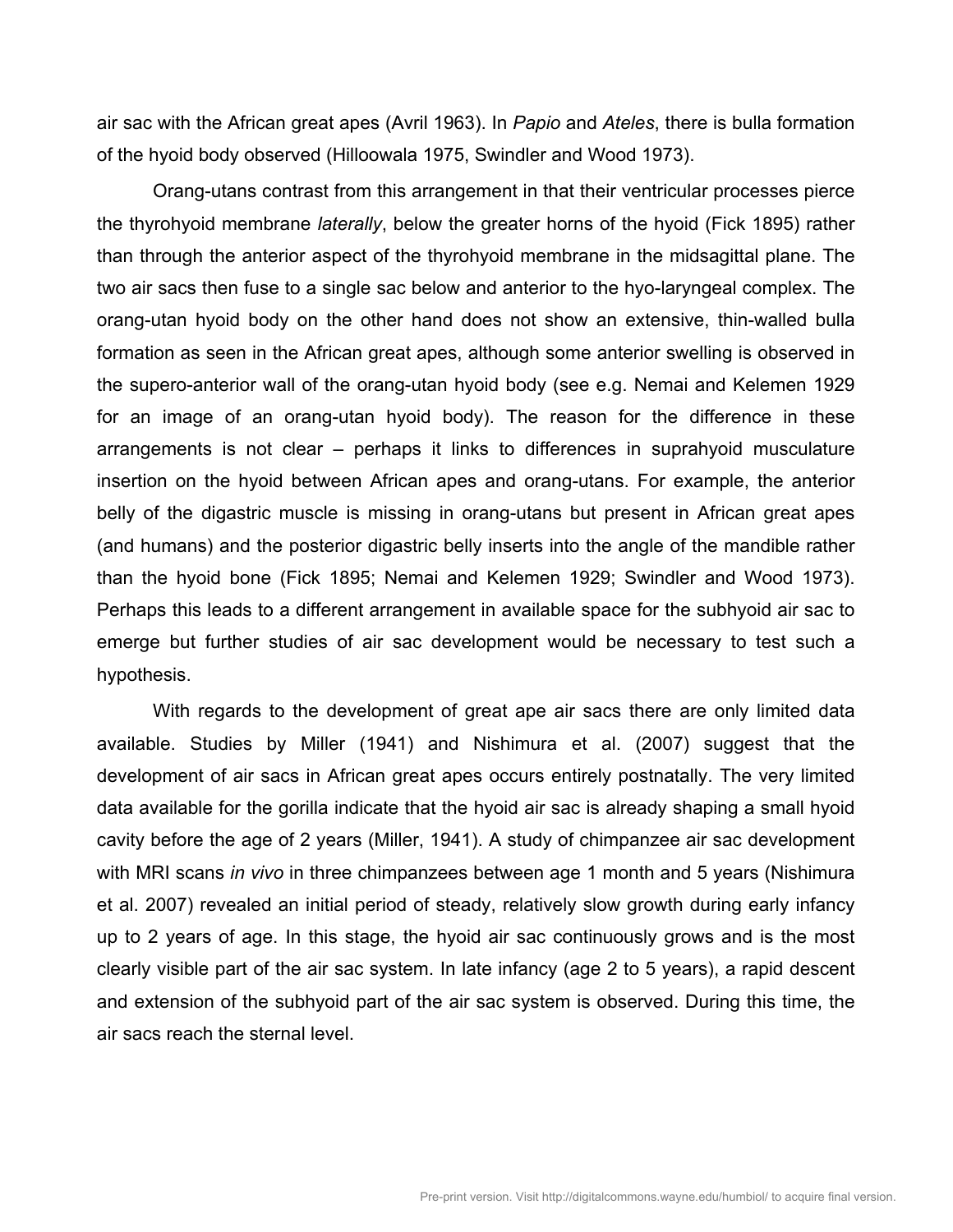air sac with the African great apes (Avril 1963). In *Papio* and *Ateles*, there is bulla formation of the hyoid body observed (Hilloowala 1975, Swindler and Wood 1973).

Orang-utans contrast from this arrangement in that their ventricular processes pierce the thyrohyoid membrane *laterally*, below the greater horns of the hyoid (Fick 1895) rather than through the anterior aspect of the thyrohyoid membrane in the midsagittal plane. The two air sacs then fuse to a single sac below and anterior to the hyo-laryngeal complex. The orang-utan hyoid body on the other hand does not show an extensive, thin-walled bulla formation as seen in the African great apes, although some anterior swelling is observed in the supero-anterior wall of the orang-utan hyoid body (see e.g. Nemai and Kelemen 1929 for an image of an orang-utan hyoid body). The reason for the difference in these arrangements is not clear – perhaps it links to differences in suprahyoid musculature insertion on the hyoid between African apes and orang-utans. For example, the anterior belly of the digastric muscle is missing in orang-utans but present in African great apes (and humans) and the posterior digastric belly inserts into the angle of the mandible rather than the hyoid bone (Fick 1895; Nemai and Kelemen 1929; Swindler and Wood 1973). Perhaps this leads to a different arrangement in available space for the subhyoid air sac to emerge but further studies of air sac development would be necessary to test such a hypothesis.

With regards to the development of great ape air sacs there are only limited data available. Studies by Miller (1941) and Nishimura et al. (2007) suggest that the development of air sacs in African great apes occurs entirely postnatally. The very limited data available for the gorilla indicate that the hyoid air sac is already shaping a small hyoid cavity before the age of 2 years (Miller, 1941). A study of chimpanzee air sac development with MRI scans *in vivo* in three chimpanzees between age 1 month and 5 years (Nishimura et al. 2007) revealed an initial period of steady, relatively slow growth during early infancy up to 2 years of age. In this stage, the hyoid air sac continuously grows and is the most clearly visible part of the air sac system. In late infancy (age 2 to 5 years), a rapid descent and extension of the subhyoid part of the air sac system is observed. During this time, the air sacs reach the sternal level.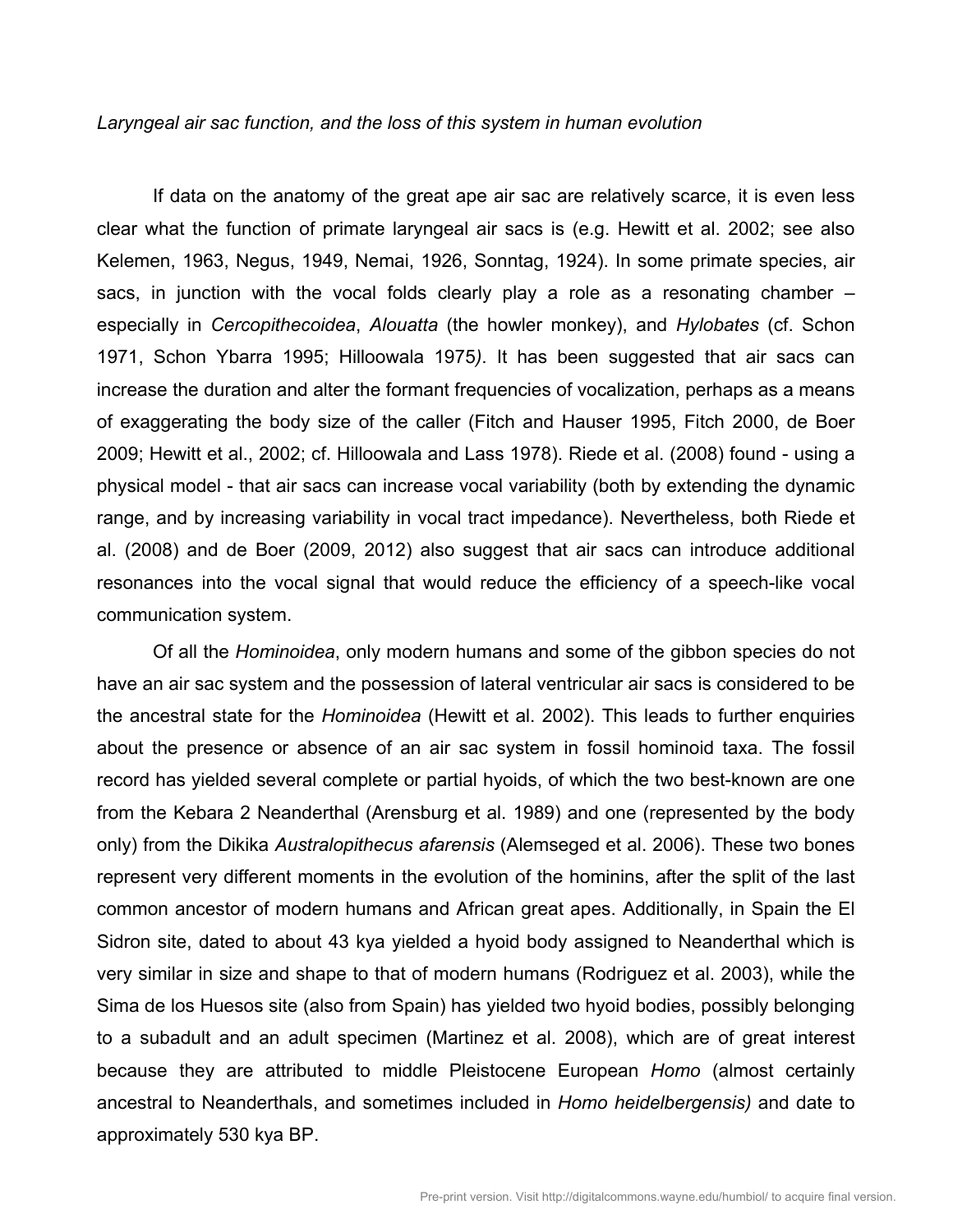*Laryngeal air sac function, and the loss of this system in human evolution*

If data on the anatomy of the great ape air sac are relatively scarce, it is even less clear what the function of primate laryngeal air sacs is (e.g. Hewitt et al. 2002; see also Kelemen, 1963, Negus, 1949, Nemai, 1926, Sonntag, 1924). In some primate species, air sacs, in junction with the vocal folds clearly play a role as a resonating chamber – especially in *Cercopithecoidea*, *Alouatta* (the howler monkey), and *Hylobates* (cf. Schon 1971, Schon Ybarra 1995; Hilloowala 1975*)*. It has been suggested that air sacs can increase the duration and alter the formant frequencies of vocalization, perhaps as a means of exaggerating the body size of the caller (Fitch and Hauser 1995, Fitch 2000, de Boer 2009; Hewitt et al., 2002; cf. Hilloowala and Lass 1978). Riede et al. (2008) found - using a physical model - that air sacs can increase vocal variability (both by extending the dynamic range, and by increasing variability in vocal tract impedance). Nevertheless, both Riede et al. (2008) and de Boer (2009, 2012) also suggest that air sacs can introduce additional resonances into the vocal signal that would reduce the efficiency of a speech-like vocal communication system.

Of all the *Hominoidea*, only modern humans and some of the gibbon species do not have an air sac system and the possession of lateral ventricular air sacs is considered to be the ancestral state for the *Hominoidea* (Hewitt et al. 2002). This leads to further enquiries about the presence or absence of an air sac system in fossil hominoid taxa. The fossil record has yielded several complete or partial hyoids, of which the two best-known are one from the Kebara 2 Neanderthal (Arensburg et al. 1989) and one (represented by the body only) from the Dikika *Australopithecus afarensis* (Alemseged et al. 2006). These two bones represent very different moments in the evolution of the hominins, after the split of the last common ancestor of modern humans and African great apes. Additionally, in Spain the El Sidron site, dated to about 43 kya yielded a hyoid body assigned to Neanderthal which is very similar in size and shape to that of modern humans (Rodriguez et al. 2003), while the Sima de los Huesos site (also from Spain) has yielded two hyoid bodies, possibly belonging to a subadult and an adult specimen (Martinez et al. 2008), which are of great interest because they are attributed to middle Pleistocene European *Homo* (almost certainly ancestral to Neanderthals, and sometimes included in *Homo heidelbergensis)* and date to approximately 530 kya BP.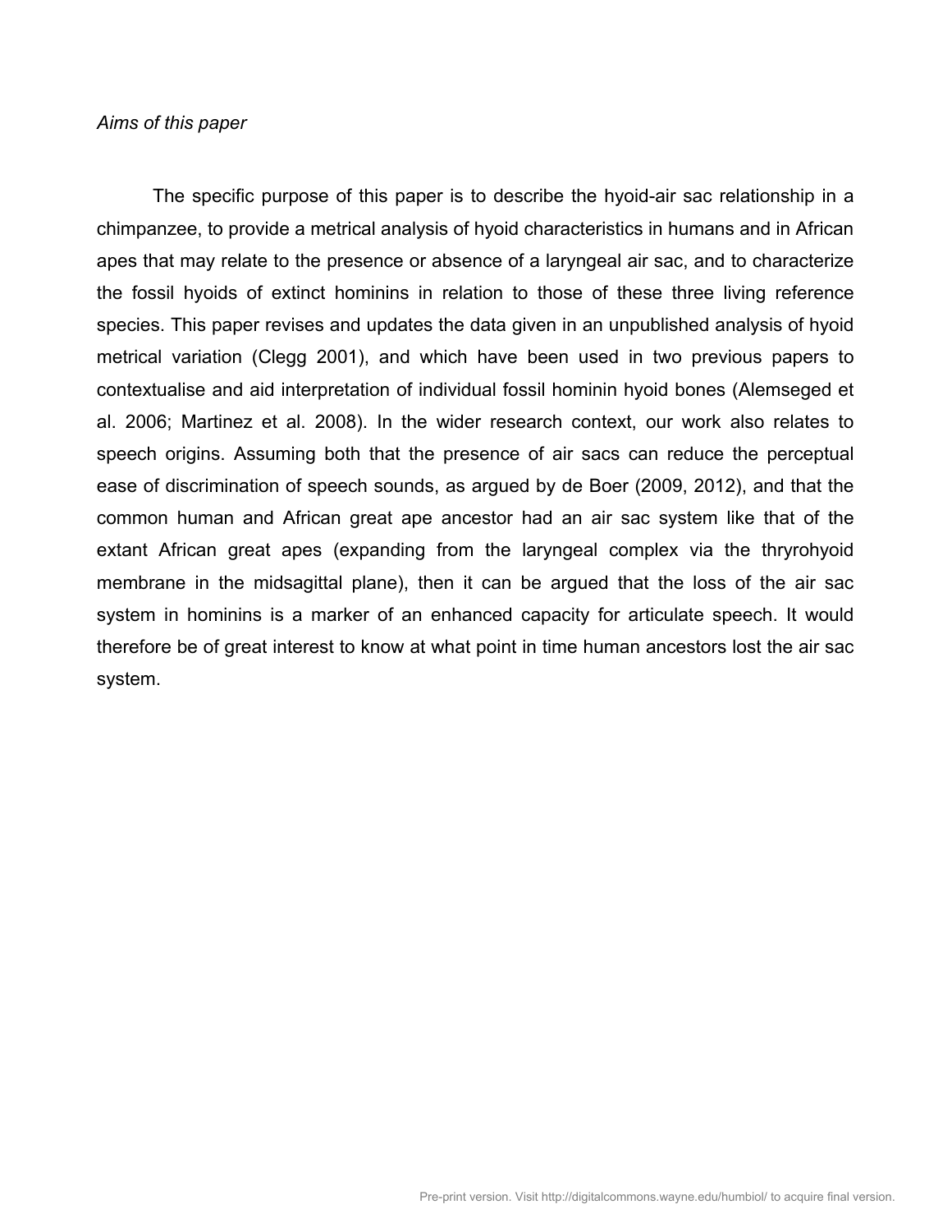*Aims of this paper*

The specific purpose of this paper is to describe the hyoid-air sac relationship in a chimpanzee, to provide a metrical analysis of hyoid characteristics in humans and in African apes that may relate to the presence or absence of a laryngeal air sac, and to characterize the fossil hyoids of extinct hominins in relation to those of these three living reference species. This paper revises and updates the data given in an unpublished analysis of hyoid metrical variation (Clegg 2001), and which have been used in two previous papers to contextualise and aid interpretation of individual fossil hominin hyoid bones (Alemseged et al. 2006; Martinez et al. 2008). In the wider research context, our work also relates to speech origins. Assuming both that the presence of air sacs can reduce the perceptual ease of discrimination of speech sounds, as argued by de Boer (2009, 2012), and that the common human and African great ape ancestor had an air sac system like that of the extant African great apes (expanding from the laryngeal complex via the thryrohyoid membrane in the midsagittal plane), then it can be argued that the loss of the air sac system in hominins is a marker of an enhanced capacity for articulate speech. It would therefore be of great interest to know at what point in time human ancestors lost the air sac system.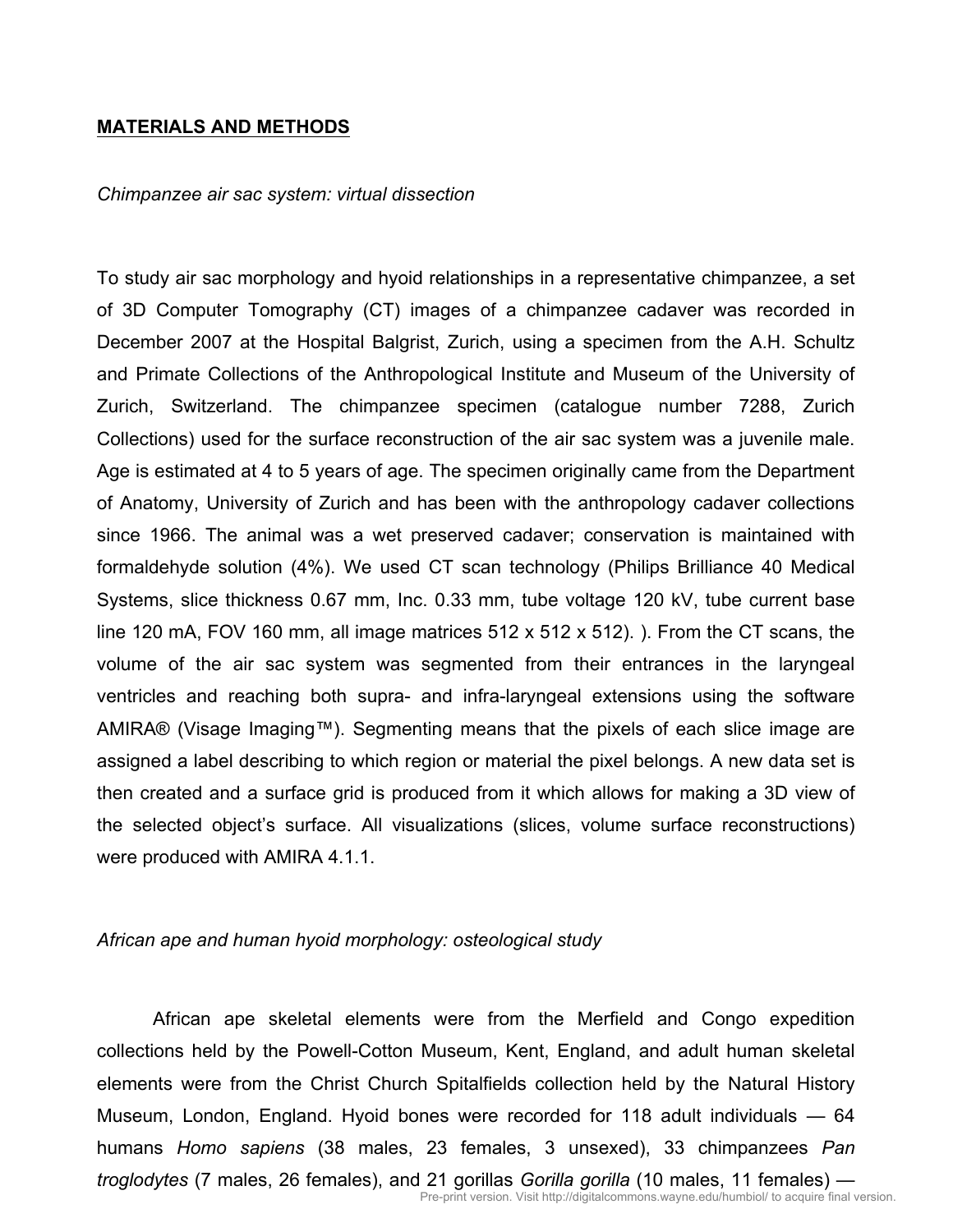## MATERIALS AND METHODS

*Chimpanzee air sac system: virtual dissection*

To study air sac morphology and hyoid relationships in a representative chimpanzee, a set of 3D Computer Tomography (CT) images of a chimpanzee cadaver was recorded in December 2007 at the Hospital Balgrist, Zurich, using a specimen from the A.H. Schultz and Primate Collections of the Anthropological Institute and Museum of the University of Zurich, Switzerland. The chimpanzee specimen (catalogue number 7288, Zurich Collections) used for the surface reconstruction of the air sac system was a juvenile male. Age is estimated at 4 to 5 years of age. The specimen originally came from the Department of Anatomy, University of Zurich and has been with the anthropology cadaver collections since 1966. The animal was a wet preserved cadaver; conservation is maintained with formaldehyde solution (4%). We used CT scan technology (Philips Brilliance 40 Medical Systems, slice thickness 0.67 mm, Inc. 0.33 mm, tube voltage 120 kV, tube current base line 120 mA, FOV 160 mm, all image matrices 512 x 512 x 512). ). From the CT scans, the volume of the air sac system was segmented from their entrances in the laryngeal ventricles and reaching both supra- and infra-laryngeal extensions using the software AMIRA® (Visage Imaging™). Segmenting means that the pixels of each slice image are assigned a label describing to which region or material the pixel belongs. A new data set is then created and a surface grid is produced from it which allows for making a 3D view of the selected object's surface. All visualizations (slices, volume surface reconstructions) were produced with AMIRA 4.1.1.

*African ape and human hyoid morphology: osteological study*

African ape skeletal elements were from the Merfield and Congo expedition collections held by the Powell-Cotton Museum, Kent, England, and adult human skeletal elements were from the Christ Church Spitalfields collection held by the Natural History Museum, London, England. Hyoid bones were recorded for 118 adult individuals — 64 humans *Homo sapiens* (38 males, 23 females, 3 unsexed), 33 chimpanzees *Pan troglodytes* (7 males, 26 females), and 21 gorillas *Gorilla gorilla* (10 males, 11 females) —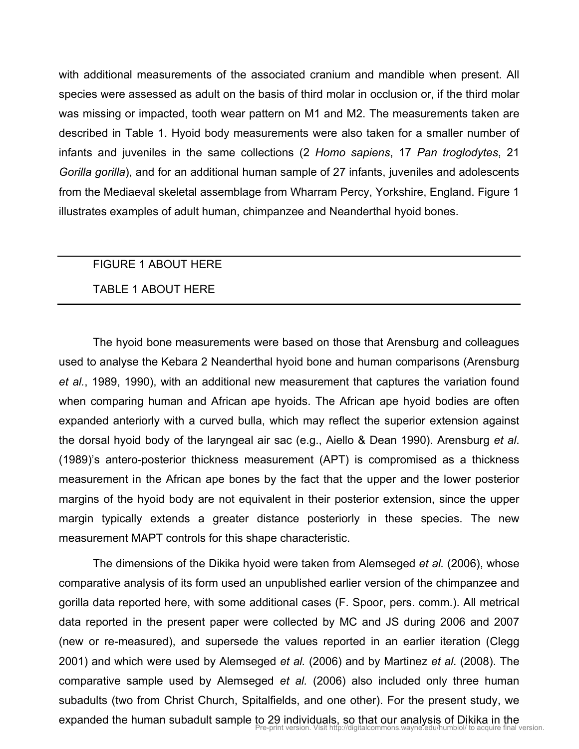with additional measurements of the associated cranium and mandible when present. All species were assessed as adult on the basis of third molar in occlusion or, if the third molar was missing or impacted, tooth wear pattern on M1 and M2. The measurements taken are described in Table 1. Hyoid body measurements were also taken for a smaller number of infants and juveniles in the same collections (2 *Homo sapiens*, 17 *Pan troglodytes*, 21 *Gorilla gorilla*), and for an additional human sample of 27 infants, juveniles and adolescents from the Mediaeval skeletal assemblage from Wharram Percy, Yorkshire, England. Figure 1 illustrates examples of adult human, chimpanzee and Neanderthal hyoid bones.

---

FIGURE 1 ABOUT HERE

TABLE 1 ABOUT HERE

---

The hyoid bone measurements were based on those that Arensburg and colleagues used to analyse the Kebara 2 Neanderthal hyoid bone and human comparisons (Arensburg *et al.*, 1989, 1990), with an additional new measurement that captures the variation found when comparing human and African ape hyoids. The African ape hyoid bodies are often expanded anteriorly with a curved bulla, which may reflect the superior extension against the dorsal hyoid body of the laryngeal air sac (e.g., Aiello & Dean 1990). Arensburg *et al*. (1989)'s antero-posterior thickness measurement (APT) is compromised as a thickness measurement in the African ape bones by the fact that the upper and the lower posterior margins of the hyoid body are not equivalent in their posterior extension, since the upper margin typically extends a greater distance posteriorly in these species. The new measurement MAPT controls for this shape characteristic.

The dimensions of the Dikika hyoid were taken from Alemseged *et al.* (2006), whose comparative analysis of its form used an unpublished earlier version of the chimpanzee and gorilla data reported here, with some additional cases (F. Spoor, pers. comm.). All metrical data reported in the present paper were collected by MC and JS during 2006 and 2007 (new or re-measured), and supersede the values reported in an earlier iteration (Clegg 2001) and which were used by Alemseged *et al.* (2006) and by Martinez *et al*. (2008). The comparative sample used by Alemseged *et al.* (2006) also included only three human subadults (two from Christ Church, Spitalfields, and one other). For the present study, we expanded the human subadult sample to 29 individuals, so that our analysis of Dikika in the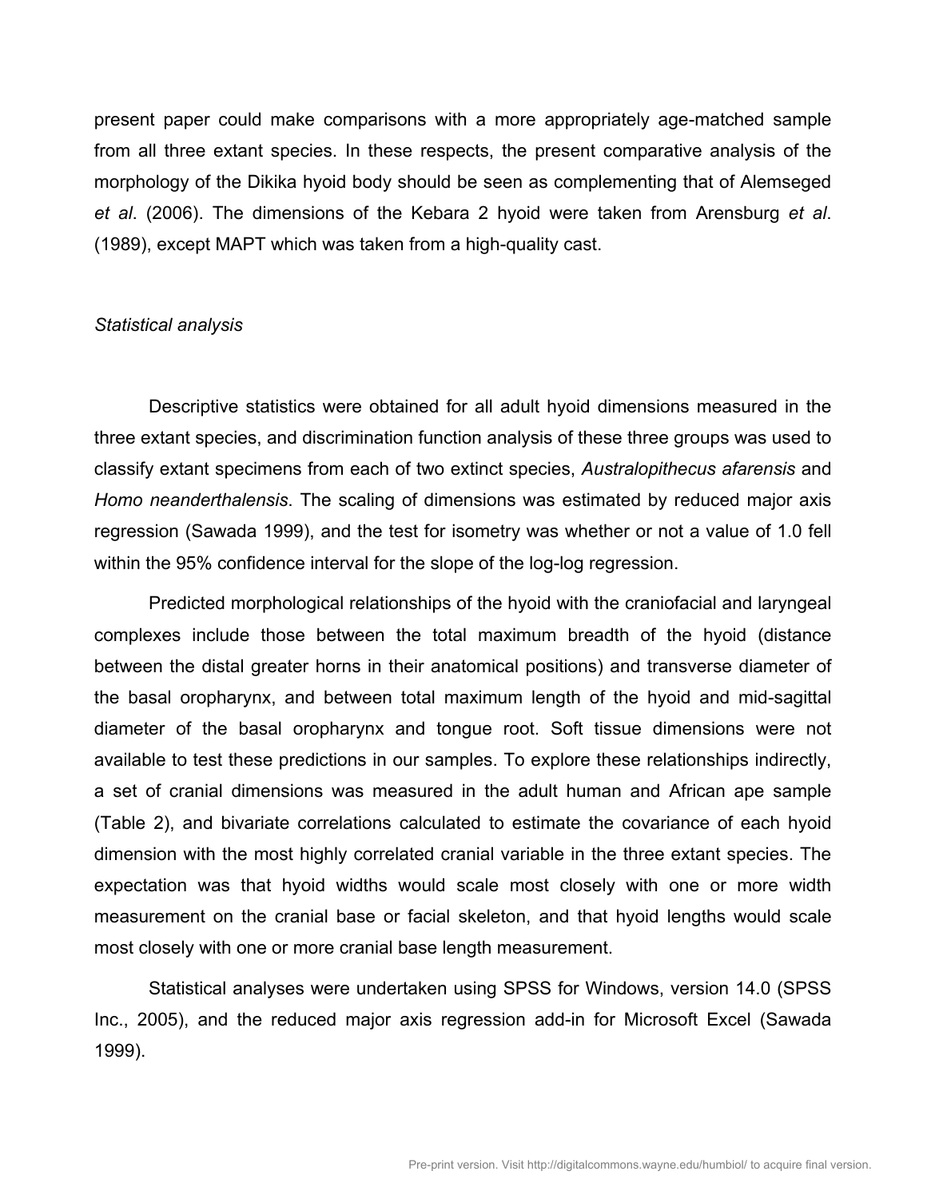present paper could make comparisons with a more appropriately age-matched sample from all three extant species. In these respects, the present comparative analysis of the morphology of the Dikika hyoid body should be seen as complementing that of Alemseged *et al*. (2006). The dimensions of the Kebara 2 hyoid were taken from Arensburg *et al*. (1989), except MAPT which was taken from a high-quality cast.

*Statistical analysis*

Descriptive statistics were obtained for all adult hyoid dimensions measured in the three extant species, and discrimination function analysis of these three groups was used to classify extant specimens from each of two extinct species, *Australopithecus afarensis* and *Homo neanderthalensis*. The scaling of dimensions was estimated by reduced major axis regression (Sawada 1999), and the test for isometry was whether or not a value of 1.0 fell within the 95% confidence interval for the slope of the log-log regression.

Predicted morphological relationships of the hyoid with the craniofacial and laryngeal complexes include those between the total maximum breadth of the hyoid (distance between the distal greater horns in their anatomical positions) and transverse diameter of the basal oropharynx, and between total maximum length of the hyoid and mid-sagittal diameter of the basal oropharynx and tongue root. Soft tissue dimensions were not available to test these predictions in our samples. To explore these relationships indirectly, a set of cranial dimensions was measured in the adult human and African ape sample (Table 2), and bivariate correlations calculated to estimate the covariance of each hyoid dimension with the most highly correlated cranial variable in the three extant species. The expectation was that hyoid widths would scale most closely with one or more width measurement on the cranial base or facial skeleton, and that hyoid lengths would scale most closely with one or more cranial base length measurement.

Statistical analyses were undertaken using SPSS for Windows, version 14.0 (SPSS Inc., 2005), and the reduced major axis regression add-in for Microsoft Excel (Sawada 1999).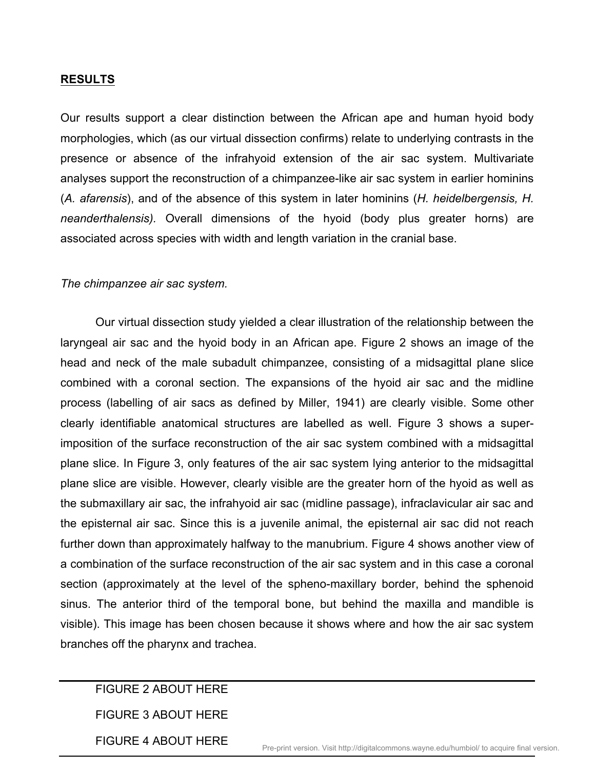## RESULTS

Our results support a clear distinction between the African ape and human hyoid body morphologies, which (as our virtual dissection confirms) relate to underlying contrasts in the presence or absence of the infrahyoid extension of the air sac system. Multivariate analyses support the reconstruction of a chimpanzee-like air sac system in earlier hominins (*A. afarensis*), and of the absence of this system in later hominins (*H. heidelbergensis, H. neanderthalensis).* Overall dimensions of the hyoid (body plus greater horns) are associated across species with width and length variation in the cranial base.

*The chimpanzee air sac system.*

Our virtual dissection study yielded a clear illustration of the relationship between the laryngeal air sac and the hyoid body in an African ape. Figure 2 shows an image of the head and neck of the male subadult chimpanzee, consisting of a midsagittal plane slice combined with a coronal section. The expansions of the hyoid air sac and the midline process (labelling of air sacs as defined by Miller, 1941) are clearly visible. Some other clearly identifiable anatomical structures are labelled as well. Figure 3 shows a super-imposition of the surface reconstruction of the air sac system combined with a midsagittal plane slice. In Figure 3, only features of the air sac system lying anterior to the midsagittal plane slice are visible. However, clearly visible are the greater horn of the hyoid as well as the submaxillary air sac, the infrahyoid air sac (midline passage), infraclavicular air sac and the episternal air sac. Since this is a juvenile animal, the episternal air sac did not reach further down than approximately halfway to the manubrium. Figure 4 shows another view of a combination of the surface reconstruction of the air sac system and in this case a coronal section (approximately at the level of the spheno-maxillary border, behind the sphenoid sinus. The anterior third of the temporal bone, but behind the maxilla and mandible is visible). This image has been chosen because it shows where and how the air sac system branches off the pharynx and trachea.

FIGURE 2 ABOUT HERE

FIGURE 3 ABOUT HERE

FIGURE 4 ABOUT HERE

Pre-print version. Visit http://digitalcommons.wayne.edu/humbiol/ to acquire final version.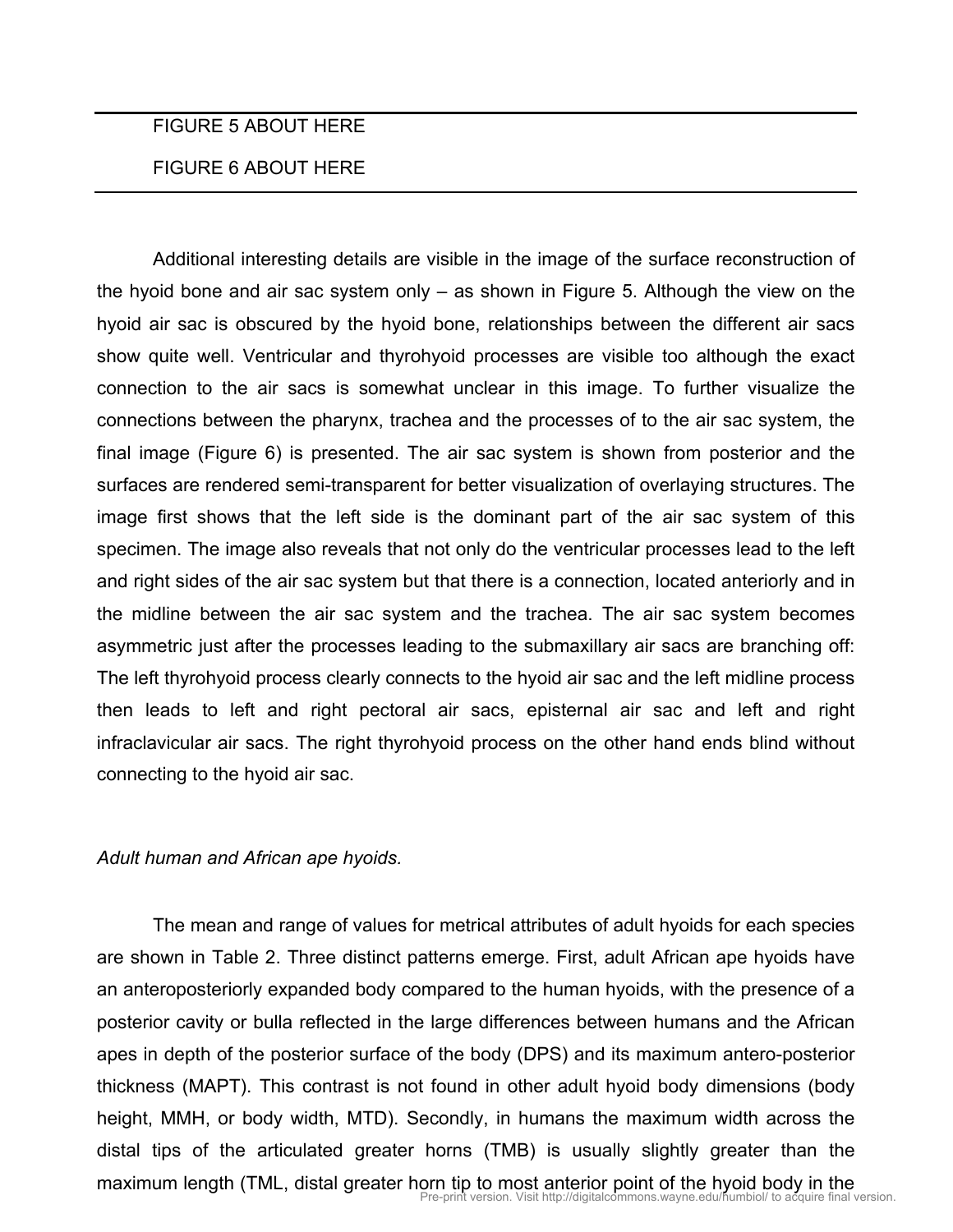FIGURE 5 ABOUT HERE

FIGURE 6 ABOUT HERE

Additional interesting details are visible in the image of the surface reconstruction of the hyoid bone and air sac system only – as shown in Figure 5. Although the view on the hyoid air sac is obscured by the hyoid bone, relationships between the different air sacs show quite well. Ventricular and thyrohyoid processes are visible too although the exact connection to the air sacs is somewhat unclear in this image. To further visualize the connections between the pharynx, trachea and the processes of to the air sac system, the final image (Figure 6) is presented. The air sac system is shown from posterior and the surfaces are rendered semi-transparent for better visualization of overlaying structures. The image first shows that the left side is the dominant part of the air sac system of this specimen. The image also reveals that not only do the ventricular processes lead to the left and right sides of the air sac system but that there is a connection, located anteriorly and in the midline between the air sac system and the trachea. The air sac system becomes asymmetric just after the processes leading to the submaxillary air sacs are branching off: The left thyrohyoid process clearly connects to the hyoid air sac and the left midline process then leads to left and right pectoral air sacs, episternal air sac and left and right infraclavicular air sacs. The right thyrohyoid process on the other hand ends blind without connecting to the hyoid air sac.

*Adult human and African ape hyoids.*

The mean and range of values for metrical attributes of adult hyoids for each species are shown in Table 2. Three distinct patterns emerge. First, adult African ape hyoids have an anteroposteriorly expanded body compared to the human hyoids, with the presence of a posterior cavity or bulla reflected in the large differences between humans and the African apes in depth of the posterior surface of the body (DPS) and its maximum antero-posterior thickness (MAPT). This contrast is not found in other adult hyoid body dimensions (body height, MMH, or body width, MTD). Secondly, in humans the maximum width across the distal tips of the articulated greater horns (TMB) is usually slightly greater than the maximum length (TML, distal greater horn tip to most anterior point of the hyoid body in the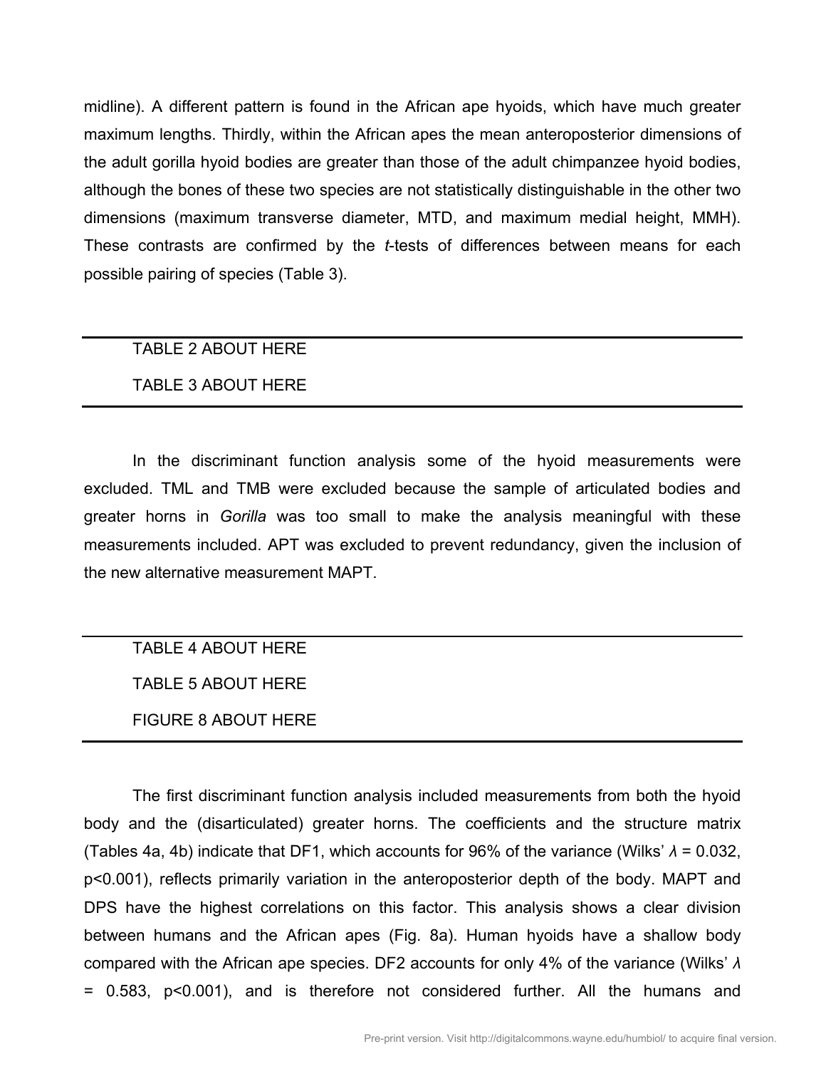midline). A different pattern is found in the African ape hyoids, which have much greater maximum lengths. Thirdly, within the African apes the mean anteroposterior dimensions of the adult gorilla hyoid bodies are greater than those of the adult chimpanzee hyoid bodies, although the bones of these two species are not statistically distinguishable in the other two dimensions (maximum transverse diameter, MTD, and maximum medial height, MMH). These contrasts are confirmed by the *t*-tests of differences between means for each possible pairing of species (Table 3).

---

TABLE 2 ABOUT HERE

TABLE 3 ABOUT HERE

---

In the discriminant function analysis some of the hyoid measurements were excluded. TML and TMB were excluded because the sample of articulated bodies and greater horns in *Gorilla* was too small to make the analysis meaningful with these measurements included. APT was excluded to prevent redundancy, given the inclusion of the new alternative measurement MAPT.

---

TABLE 4 ABOUT HERE

TABLE 5 ABOUT HERE

FIGURE 8 ABOUT HERE

---

The first discriminant function analysis included measurements from both the hyoid body and the (disarticulated) greater horns. The coefficients and the structure matrix (Tables 4a, 4b) indicate that DF1, which accounts for 96% of the variance (Wilks' $\lambda = 0.032$, $p<0.001$), reflects primarily variation in the anteroposterior depth of the body. MAPT and DPS have the highest correlations on this factor. This analysis shows a clear division between humans and the African apes (Fig. 8a). Human hyoids have a shallow body compared with the African ape species. DF2 accounts for only 4% of the variance (Wilks' $\lambda = 0.583$, $p<0.001$), and is therefore not considered further. All the humans and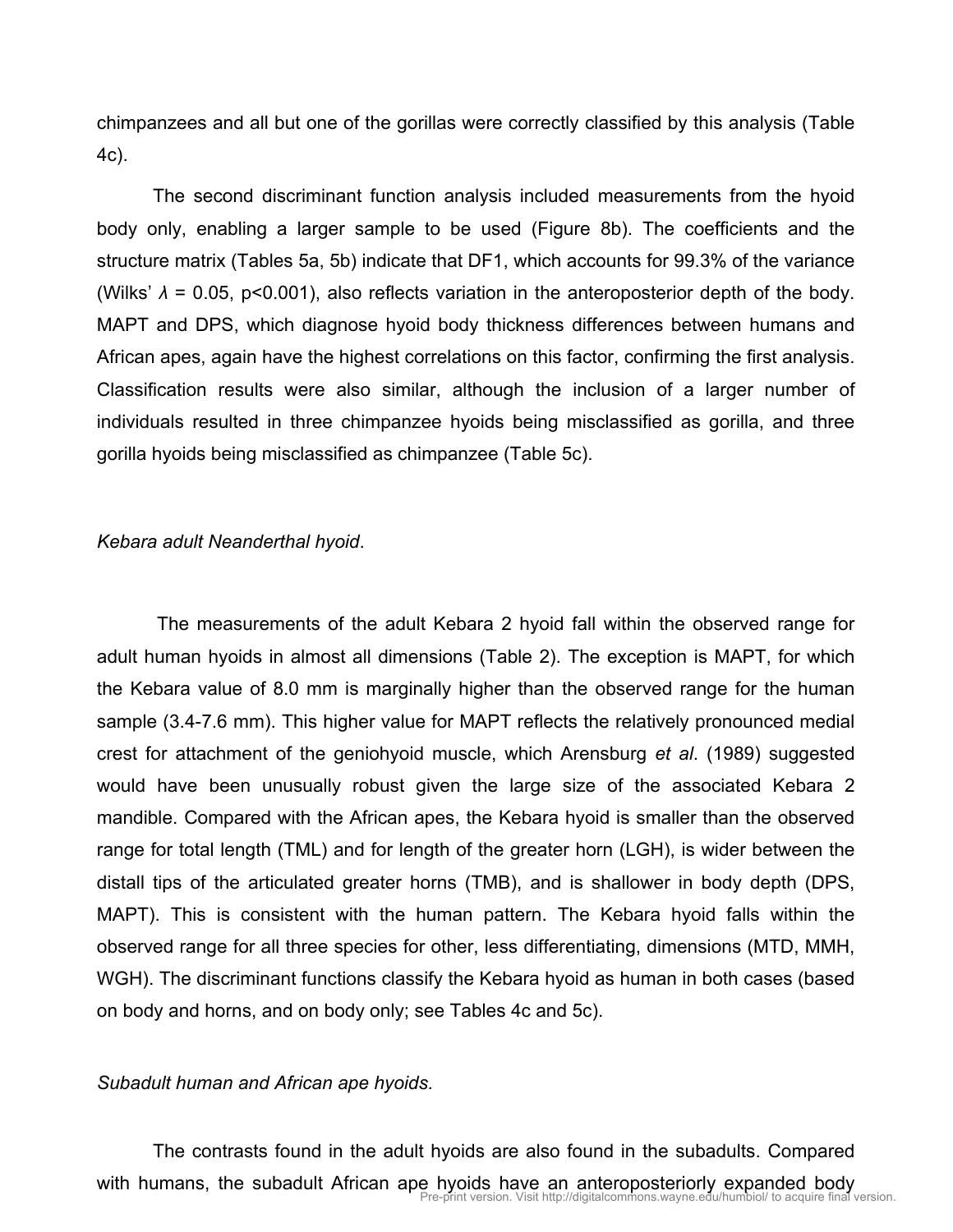chimpanzees and all but one of the gorillas were correctly classified by this analysis (Table 4c).

The second discriminant function analysis included measurements from the hyoid body only, enabling a larger sample to be used (Figure 8b). The coefficients and the structure matrix (Tables 5a, 5b) indicate that DF1, which accounts for 99.3% of the variance (Wilks' $\lambda = 0.05$, $p<0.001$), also reflects variation in the anteroposterior depth of the body. MAPT and DPS, which diagnose hyoid body thickness differences between humans and African apes, again have the highest correlations on this factor, confirming the first analysis. Classification results were also similar, although the inclusion of a larger number of individuals resulted in three chimpanzee hyoids being misclassified as gorilla, and three gorilla hyoids being misclassified as chimpanzee (Table 5c).

*Kebara adult Neanderthal hyoid*.

The measurements of the adult Kebara 2 hyoid fall within the observed range for adult human hyoids in almost all dimensions (Table 2). The exception is MAPT, for which the Kebara value of 8.0 mm is marginally higher than the observed range for the human sample (3.4-7.6 mm). This higher value for MAPT reflects the relatively pronounced medial crest for attachment of the geniohyoid muscle, which Arensburg *et al*. (1989) suggested would have been unusually robust given the large size of the associated Kebara 2 mandible. Compared with the African apes, the Kebara hyoid is smaller than the observed range for total length (TML) and for length of the greater horn (LGH), is wider between the distall tips of the articulated greater horns (TMB), and is shallower in body depth (DPS, MAPT). This is consistent with the human pattern. The Kebara hyoid falls within the observed range for all three species for other, less differentiating, dimensions (MTD, MMH, WGH). The discriminant functions classify the Kebara hyoid as human in both cases (based on body and horns, and on body only; see Tables 4c and 5c).

*Subadult human and African ape hyoids.*

The contrasts found in the adult hyoids are also found in the subadults. Compared with humans, the subadult African ape hyoids have an anteroposteriorly expanded body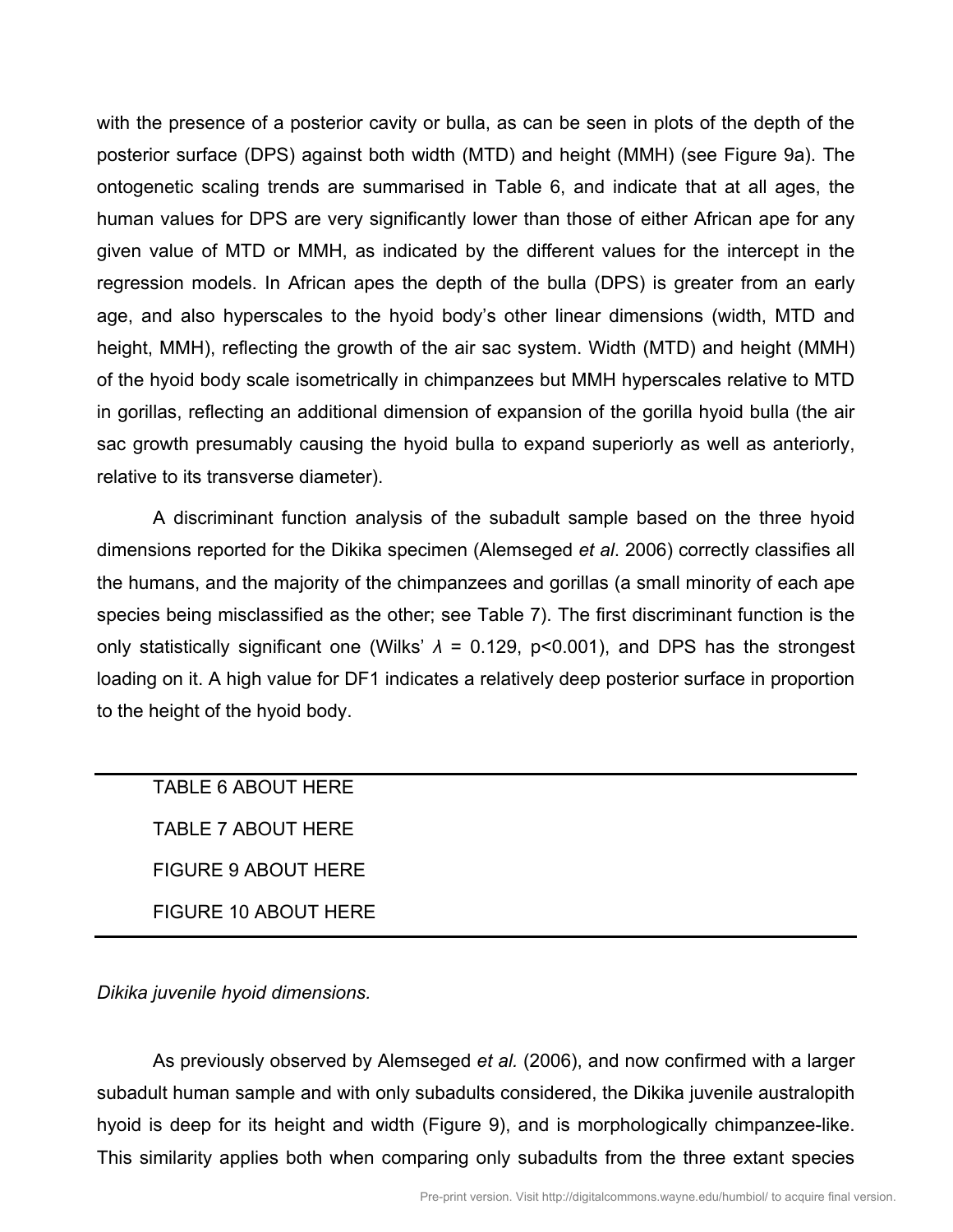with the presence of a posterior cavity or bulla, as can be seen in plots of the depth of the posterior surface (DPS) against both width (MTD) and height (MMH) (see Figure 9a). The ontogenetic scaling trends are summarised in Table 6, and indicate that at all ages, the human values for DPS are very significantly lower than those of either African ape for any given value of MTD or MMH, as indicated by the different values for the intercept in the regression models. In African apes the depth of the bulla (DPS) is greater from an early age, and also hyperscales to the hyoid body's other linear dimensions (width, MTD and height, MMH), reflecting the growth of the air sac system. Width (MTD) and height (MMH) of the hyoid body scale isometrically in chimpanzees but MMH hyperscales relative to MTD in gorillas, reflecting an additional dimension of expansion of the gorilla hyoid bulla (the air sac growth presumably causing the hyoid bulla to expand superiorly as well as anteriorly, relative to its transverse diameter).

A discriminant function analysis of the subadult sample based on the three hyoid dimensions reported for the Dikika specimen (Alemseged *et al*. 2006) correctly classifies all the humans, and the majority of the chimpanzees and gorillas (a small minority of each ape species being misclassified as the other; see Table 7). The first discriminant function is the only statistically significant one (Wilks' $\lambda$ = 0.129, $p<0.001$), and DPS has the strongest loading on it. A high value for DF1 indicates a relatively deep posterior surface in proportion to the height of the hyoid body.

---

TABLE 6 ABOUT HERE

TABLE 7 ABOUT HERE

FIGURE 9 ABOUT HERE

FIGURE 10 ABOUT HERE

---

*Dikika juvenile hyoid dimensions.*

As previously observed by Alemseged *et al.* (2006), and now confirmed with a larger subadult human sample and with only subadults considered, the Dikika juvenile australopith hyoid is deep for its height and width (Figure 9), and is morphologically chimpanzee-like. This similarity applies both when comparing only subadults from the three extant species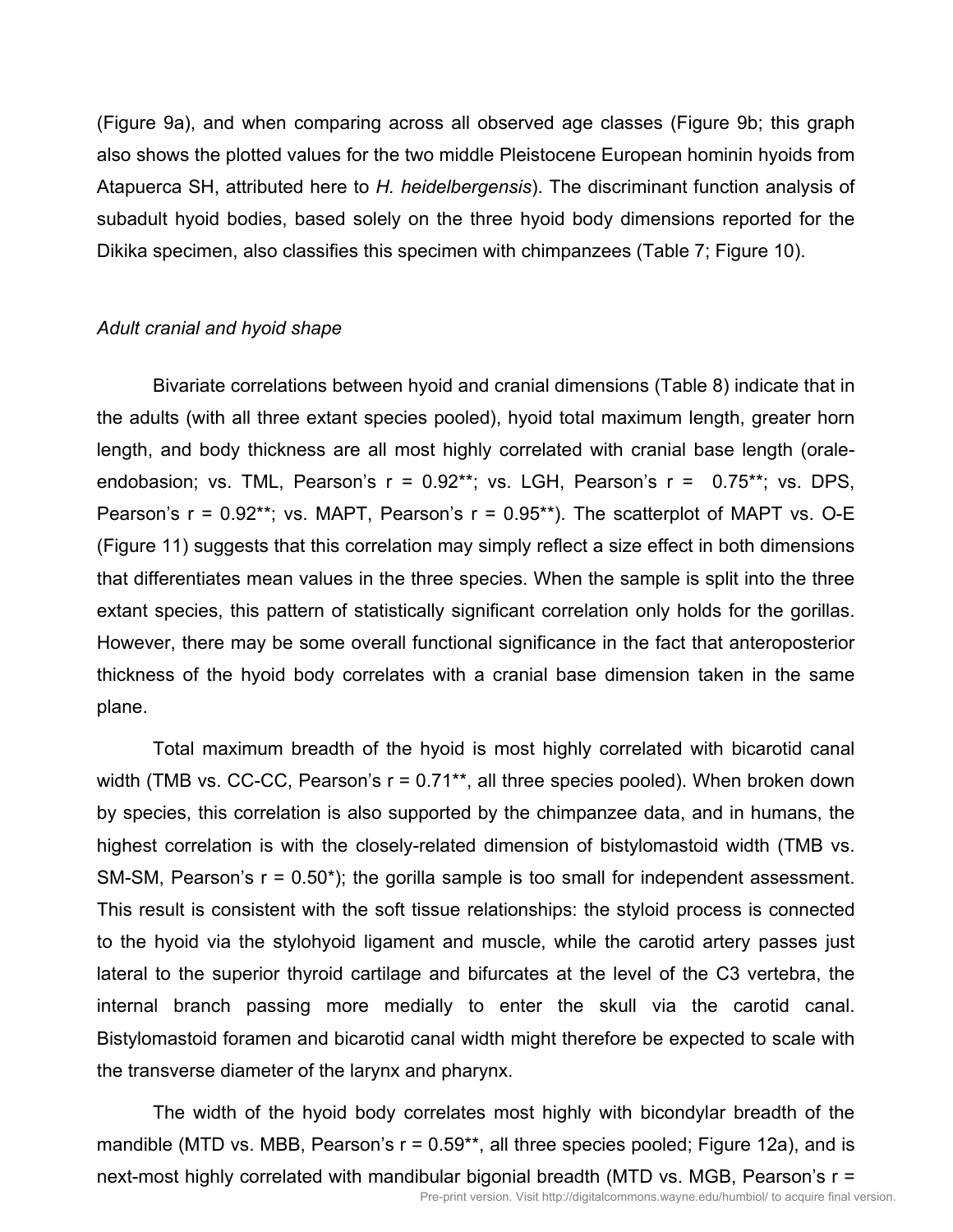(Figure 9a), and when comparing across all observed age classes (Figure 9b; this graph also shows the plotted values for the two middle Pleistocene European hominin hyoids from Atapuerca SH, attributed here to *H. heidelbergensis*). The discriminant function analysis of subadult hyoid bodies, based solely on the three hyoid body dimensions reported for the Dikika specimen, also classifies this specimen with chimpanzees (Table 7; Figure 10).

*Adult cranial and hyoid shape*

Bivariate correlations between hyoid and cranial dimensions (Table 8) indicate that in the adults (with all three extant species pooled), hyoid total maximum length, greater horn length, and body thickness are all most highly correlated with cranial base length (orale-endobasion; vs. TML, Pearson's r = 0.92**; vs. LGH, Pearson's r = 0.75**; vs. DPS, Pearson's r = 0.92**; vs. MAPT, Pearson's r = 0.95**). The scatterplot of MAPT vs. O-E (Figure 11) suggests that this correlation may simply reflect a size effect in both dimensions that differentiates mean values in the three species. When the sample is split into the three extant species, this pattern of statistically significant correlation only holds for the gorillas. However, there may be some overall functional significance in the fact that anteroposterior thickness of the hyoid body correlates with a cranial base dimension taken in the same plane.

Total maximum breadth of the hyoid is most highly correlated with bicarotid canal width (TMB vs. CC-CC, Pearson's r = 0.71**, all three species pooled). When broken down by species, this correlation is also supported by the chimpanzee data, and in humans, the highest correlation is with the closely-related dimension of bistylomastoid width (TMB vs. SM-SM, Pearson's r = 0.50*); the gorilla sample is too small for independent assessment. This result is consistent with the soft tissue relationships: the styloid process is connected to the hyoid via the stylohyoid ligament and muscle, while the carotid artery passes just lateral to the superior thyroid cartilage and bifurcates at the level of the C3 vertebra, the internal branch passing more medially to enter the skull via the carotid canal. Bistylomastoid foramen and bicarotid canal width might therefore be expected to scale with the transverse diameter of the larynx and pharynx.

The width of the hyoid body correlates most highly with bicondylar breadth of the mandible (MTD vs. MBB, Pearson's r = 0.59**, all three species pooled; Figure 12a), and is next-most highly correlated with mandibular bigonial breadth (MTD vs. MGB, Pearson's r =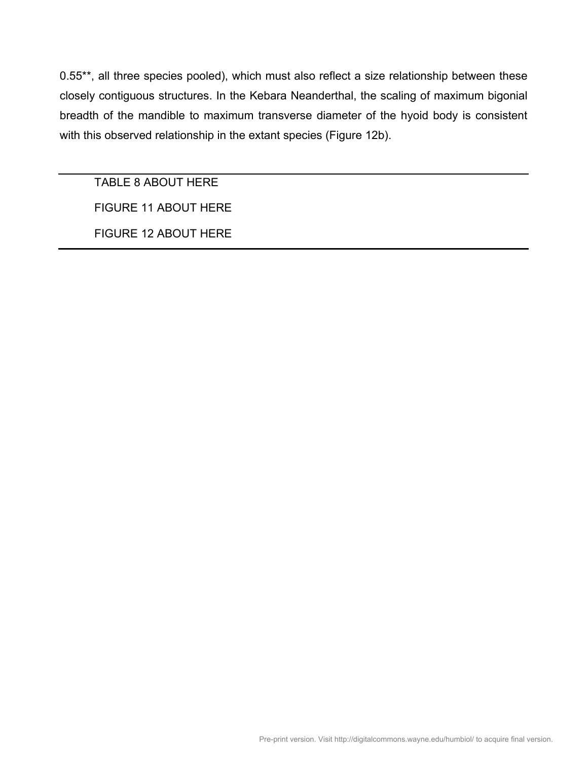0.55**, all three species pooled), which must also reflect a size relationship between these closely contiguous structures. In the Kebara Neanderthal, the scaling of maximum bigonial breadth of the mandible to maximum transverse diameter of the hyoid body is consistent with this observed relationship in the extant species (Figure 12b).

---

TABLE 8 ABOUT HERE

FIGURE 11 ABOUT HERE

FIGURE 12 ABOUT HERE

---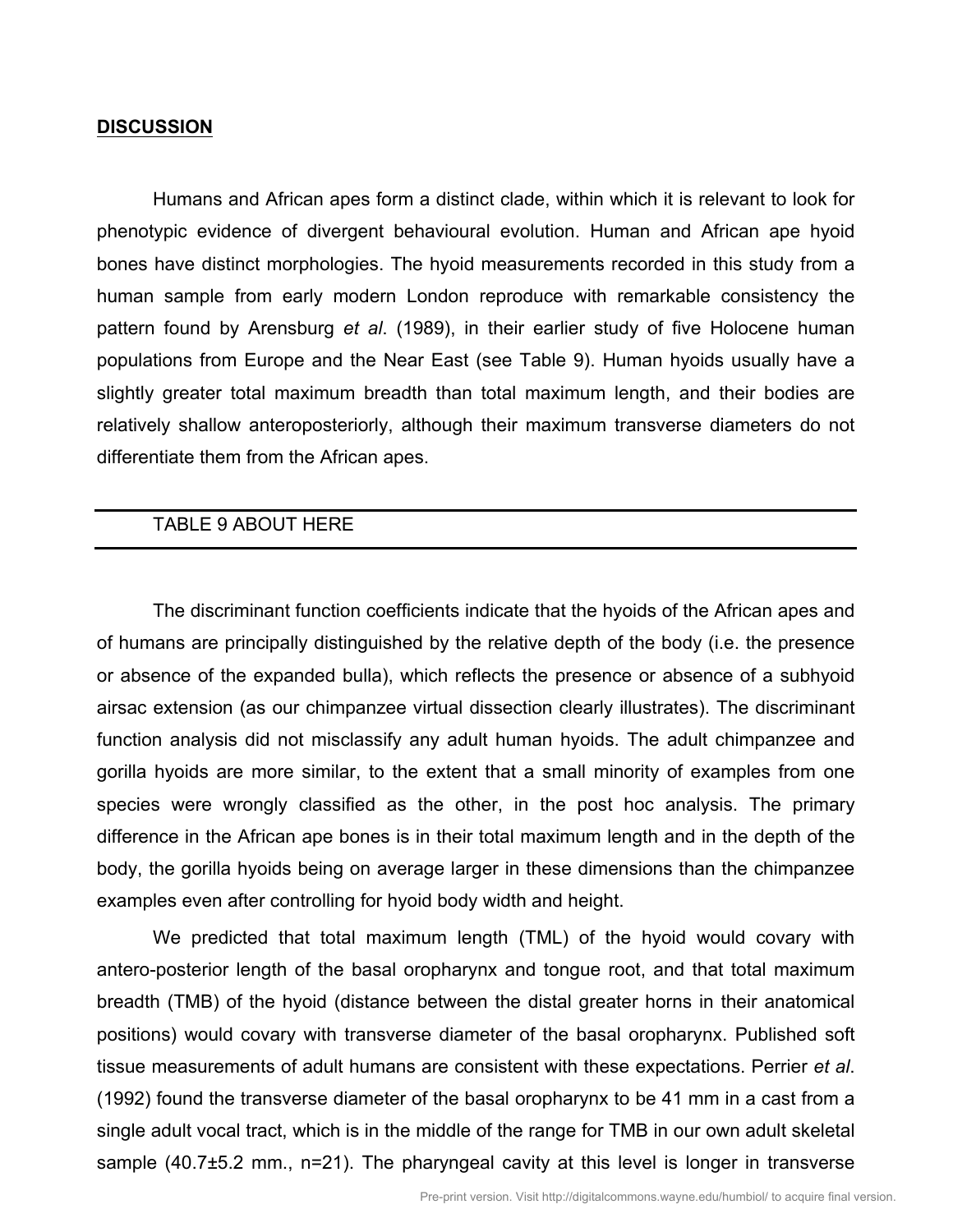## DISCUSSION

Humans and African apes form a distinct clade, within which it is relevant to look for phenotypic evidence of divergent behavioural evolution. Human and African ape hyoid bones have distinct morphologies. The hyoid measurements recorded in this study from a human sample from early modern London reproduce with remarkable consistency the pattern found by Arensburg *et al*. (1989), in their earlier study of five Holocene human populations from Europe and the Near East (see Table 9). Human hyoids usually have a slightly greater total maximum breadth than total maximum length, and their bodies are relatively shallow anteroposteriorly, although their maximum transverse diameters do not differentiate them from the African apes.

TABLE 9 ABOUT HERE

The discriminant function coefficients indicate that the hyoids of the African apes and of humans are principally distinguished by the relative depth of the body (i.e. the presence or absence of the expanded bulla), which reflects the presence or absence of a subhyoid airsac extension (as our chimpanzee virtual dissection clearly illustrates). The discriminant function analysis did not misclassify any adult human hyoids. The adult chimpanzee and gorilla hyoids are more similar, to the extent that a small minority of examples from one species were wrongly classified as the other, in the post hoc analysis. The primary difference in the African ape bones is in their total maximum length and in the depth of the body, the gorilla hyoids being on average larger in these dimensions than the chimpanzee examples even after controlling for hyoid body width and height.

We predicted that total maximum length (TML) of the hyoid would covary with antero-posterior length of the basal oropharynx and tongue root, and that total maximum breadth (TMB) of the hyoid (distance between the distal greater horns in their anatomical positions) would covary with transverse diameter of the basal oropharynx. Published soft tissue measurements of adult humans are consistent with these expectations. Perrier *et al*. (1992) found the transverse diameter of the basal oropharynx to be 41 mm in a cast from a single adult vocal tract, which is in the middle of the range for TMB in our own adult skeletal sample (40.7±5.2 mm., n=21). The pharyngeal cavity at this level is longer in transverse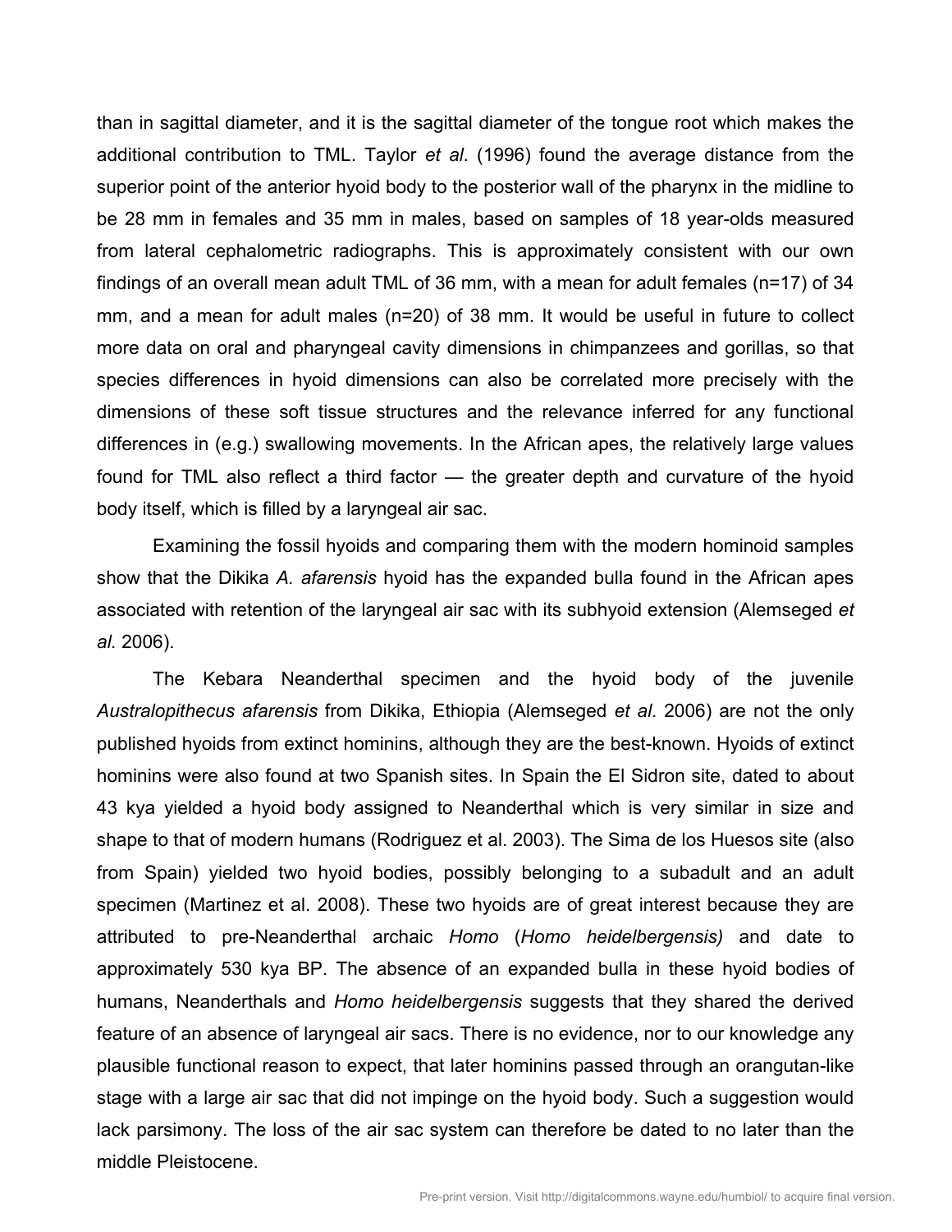than in sagittal diameter, and it is the sagittal diameter of the tongue root which makes the additional contribution to TML. Taylor *et al*. (1996) found the average distance from the superior point of the anterior hyoid body to the posterior wall of the pharynx in the midline to be 28 mm in females and 35 mm in males, based on samples of 18 year-olds measured from lateral cephalometric radiographs. This is approximately consistent with our own findings of an overall mean adult TML of 36 mm, with a mean for adult females (n=17) of 34 mm, and a mean for adult males (n=20) of 38 mm. It would be useful in future to collect more data on oral and pharyngeal cavity dimensions in chimpanzees and gorillas, so that species differences in hyoid dimensions can also be correlated more precisely with the dimensions of these soft tissue structures and the relevance inferred for any functional differences in (e.g.) swallowing movements. In the African apes, the relatively large values found for TML also reflect a third factor — the greater depth and curvature of the hyoid body itself, which is filled by a laryngeal air sac.

Examining the fossil hyoids and comparing them with the modern hominoid samples show that the Dikika *A. afarensis* hyoid has the expanded bulla found in the African apes associated with retention of the laryngeal air sac with its subhyoid extension (Alemseged *et al.* 2006).

The Kebara Neanderthal specimen and the hyoid body of the juvenile *Australopithecus afarensis* from Dikika, Ethiopia (Alemseged *et al*. 2006) are not the only published hyoids from extinct hominins, although they are the best-known. Hyoids of extinct hominins were also found at two Spanish sites. In Spain the El Sidron site, dated to about 43 kya yielded a hyoid body assigned to Neanderthal which is very similar in size and shape to that of modern humans (Rodriguez et al. 2003). The Sima de los Huesos site (also from Spain) yielded two hyoid bodies, possibly belonging to a subadult and an adult specimen (Martinez et al. 2008). These two hyoids are of great interest because they are attributed to pre-Neanderthal archaic *Homo* (*Homo heidelbergensis)* and date to approximately 530 kya BP. The absence of an expanded bulla in these hyoid bodies of humans, Neanderthals and *Homo heidelbergensis* suggests that they shared the derived feature of an absence of laryngeal air sacs. There is no evidence, nor to our knowledge any plausible functional reason to expect, that later hominins passed through an orangutan-like stage with a large air sac that did not impinge on the hyoid body. Such a suggestion would lack parsimony. The loss of the air sac system can therefore be dated to no later than the middle Pleistocene.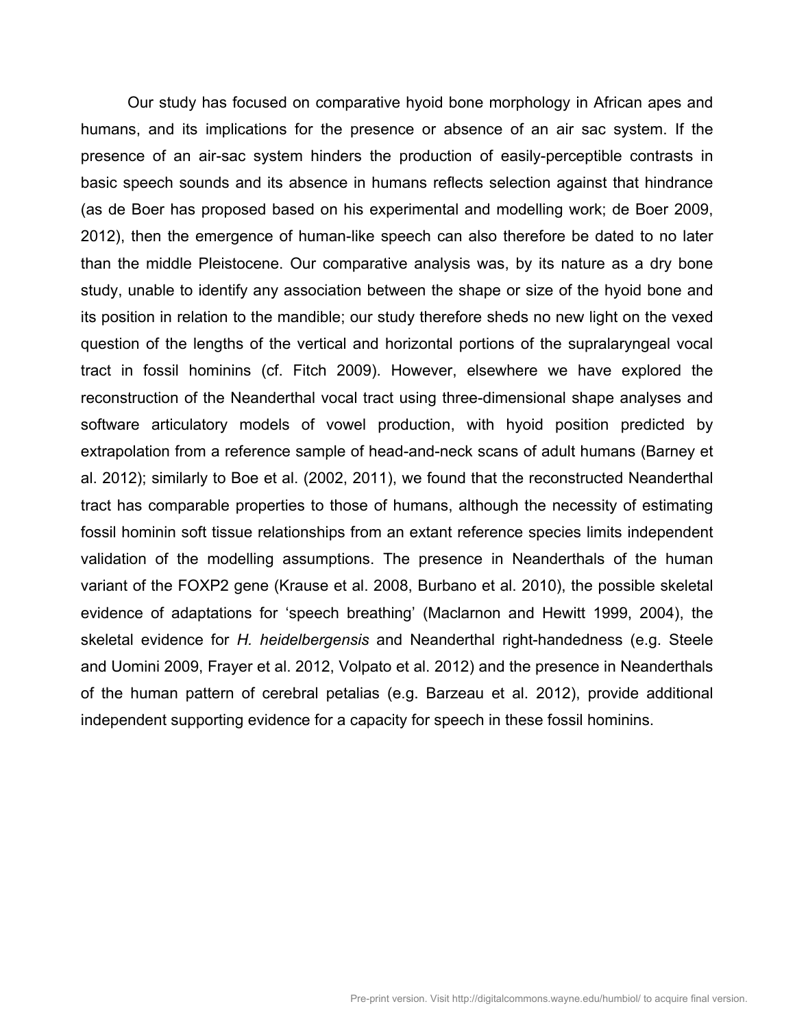Our study has focused on comparative hyoid bone morphology in African apes and humans, and its implications for the presence or absence of an air sac system. If the presence of an air-sac system hinders the production of easily-perceptible contrasts in basic speech sounds and its absence in humans reflects selection against that hindrance (as de Boer has proposed based on his experimental and modelling work; de Boer 2009, 2012), then the emergence of human-like speech can also therefore be dated to no later than the middle Pleistocene. Our comparative analysis was, by its nature as a dry bone study, unable to identify any association between the shape or size of the hyoid bone and its position in relation to the mandible; our study therefore sheds no new light on the vexed question of the lengths of the vertical and horizontal portions of the supralaryngeal vocal tract in fossil hominins (cf. Fitch 2009). However, elsewhere we have explored the reconstruction of the Neanderthal vocal tract using three-dimensional shape analyses and software articulatory models of vowel production, with hyoid position predicted by extrapolation from a reference sample of head-and-neck scans of adult humans (Barney et al. 2012); similarly to Boe et al. (2002, 2011), we found that the reconstructed Neanderthal tract has comparable properties to those of humans, although the necessity of estimating fossil hominin soft tissue relationships from an extant reference species limits independent validation of the modelling assumptions. The presence in Neanderthals of the human variant of the FOXP2 gene (Krause et al. 2008, Burbano et al. 2010), the possible skeletal evidence of adaptations for 'speech breathing' (Maclarnon and Hewitt 1999, 2004), the skeletal evidence for *H. heidelbergensis* and Neanderthal right-handedness (e.g. Steele and Uomini 2009, Frayer et al. 2012, Volpato et al. 2012) and the presence in Neanderthals of the human pattern of cerebral petalias (e.g. Barzeau et al. 2012), provide additional independent supporting evidence for a capacity for speech in these fossil hominins.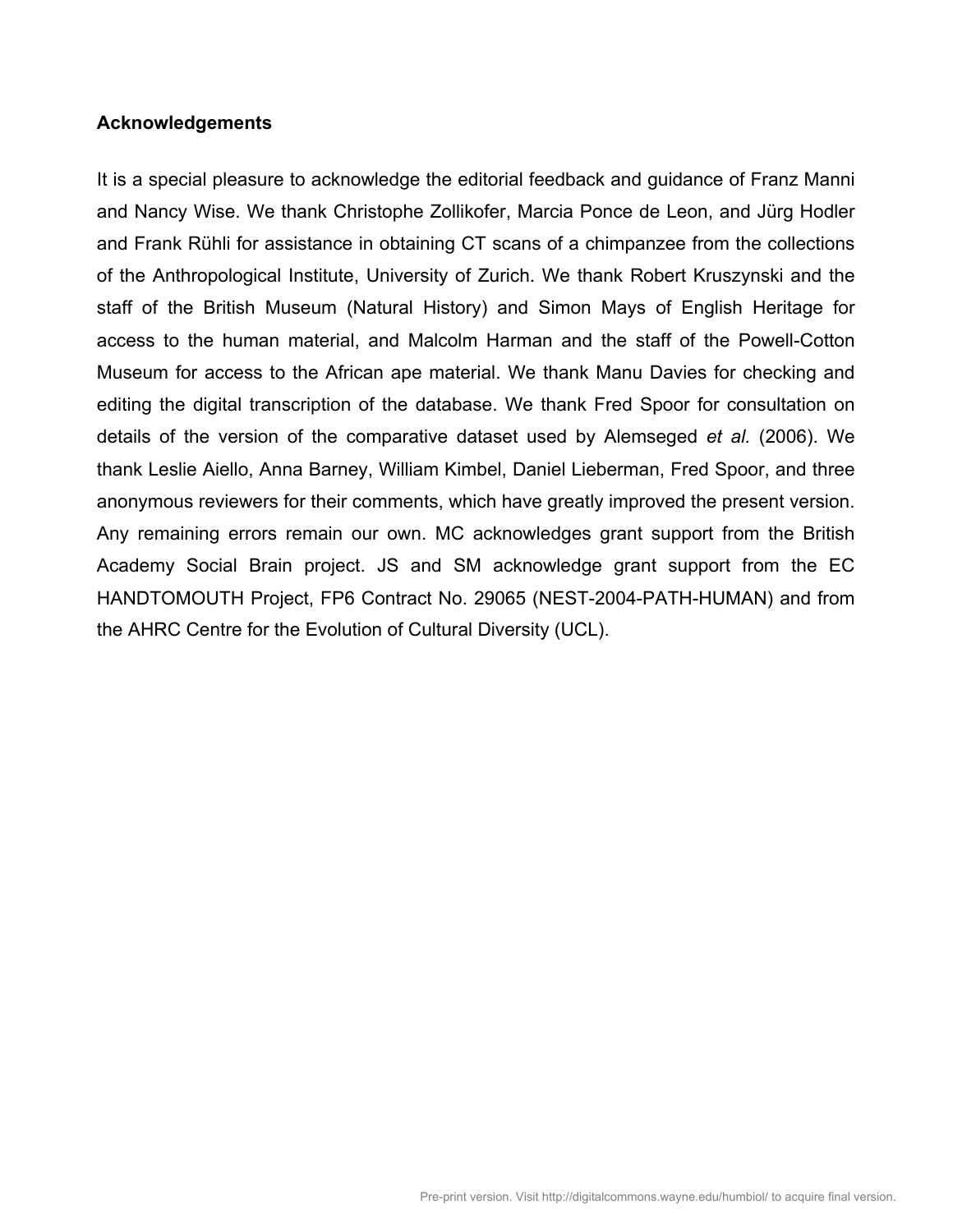## Acknowledgements

It is a special pleasure to acknowledge the editorial feedback and guidance of Franz Manni and Nancy Wise. We thank Christophe Zollikofer, Marcia Ponce de Leon, and Jürg Hodler and Frank Rühli for assistance in obtaining CT scans of a chimpanzee from the collections of the Anthropological Institute, University of Zurich. We thank Robert Kruszynski and the staff of the British Museum (Natural History) and Simon Mays of English Heritage for access to the human material, and Malcolm Harman and the staff of the Powell-Cotton Museum for access to the African ape material. We thank Manu Davies for checking and editing the digital transcription of the database. We thank Fred Spoor for consultation on details of the version of the comparative dataset used by Alemseged *et al.* (2006). We thank Leslie Aiello, Anna Barney, William Kimbel, Daniel Lieberman, Fred Spoor, and three anonymous reviewers for their comments, which have greatly improved the present version. Any remaining errors remain our own. MC acknowledges grant support from the British Academy Social Brain project. JS and SM acknowledge grant support from the EC HANDTOMOUTH Project, FP6 Contract No. 29065 (NEST-2004-PATH-HUMAN) and from the AHRC Centre for the Evolution of Cultural Diversity (UCL).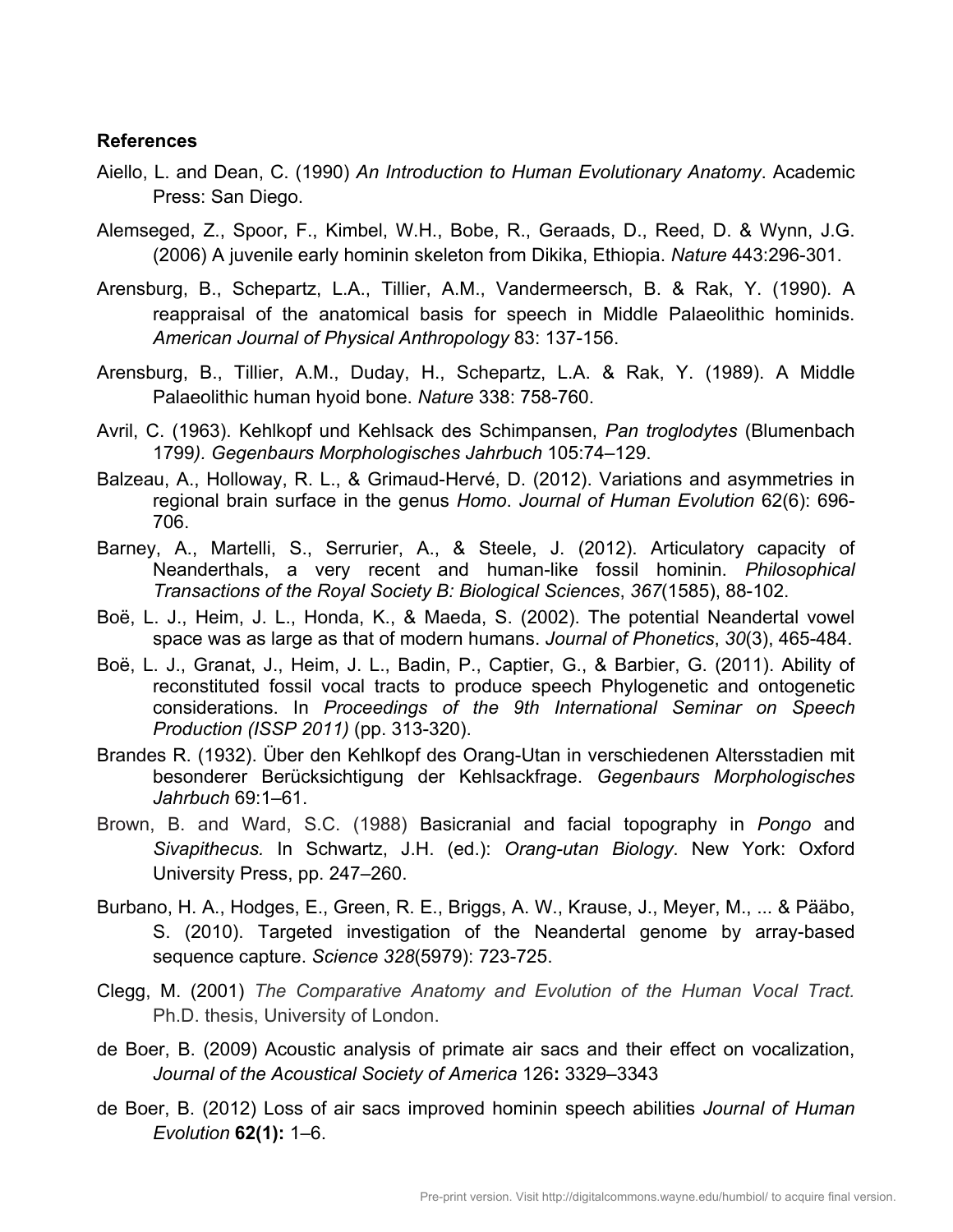**References**

Aiello, L. and Dean, C. (1990) *An Introduction to Human Evolutionary Anatomy*. Academic Press: San Diego.

Alemseged, Z., Spoor, F., Kimbel, W.H., Bobe, R., Geraads, D., Reed, D. & Wynn, J.G. (2006) A juvenile early hominin skeleton from Dikika, Ethiopia. *Nature* 443:296-301.

Arensburg, B., Schepartz, L.A., Tillier, A.M., Vandermeersch, B. & Rak, Y. (1990). A reappraisal of the anatomical basis for speech in Middle Palaeolithic hominids. *American Journal of Physical Anthropology* 83: 137-156.

Arensburg, B., Tillier, A.M., Duday, H., Schepartz, L.A. & Rak, Y. (1989). A Middle Palaeolithic human hyoid bone. *Nature* 338: 758-760.

Avril, C. (1963). Kehlkopf und Kehlsack des Schimpansen, *Pan troglodytes* (Blumenbach 1799*). Gegenbaurs Morphologisches Jahrbuch* 105:74–129.

Balzeau, A., Holloway, R. L., & Grimaud-Hervé, D. (2012). Variations and asymmetries in regional brain surface in the genus *Homo*. *Journal of Human Evolution* 62(6): 696-706.

Barney, A., Martelli, S., Serrurier, A., & Steele, J. (2012). Articulatory capacity of Neanderthals, a very recent and human-like fossil hominin. *Philosophical Transactions of the Royal Society B: Biological Sciences*, *367*(1585), 88-102.

Boë, L. J., Heim, J. L., Honda, K., & Maeda, S. (2002). The potential Neandertal vowel space was as large as that of modern humans. *Journal of Phonetics*, *30*(3), 465-484.

Boë, L. J., Granat, J., Heim, J. L., Badin, P., Captier, G., & Barbier, G. (2011). Ability of reconstituted fossil vocal tracts to produce speech Phylogenetic and ontogenetic considerations. In *Proceedings of the 9th International Seminar on Speech Production (ISSP 2011)* (pp. 313-320).

Brandes R. (1932). Über den Kehlkopf des Orang-Utan in verschiedenen Altersstadien mit besonderer Berücksichtigung der Kehlsackfrage. *Gegenbaurs Morphologisches Jahrbuch* 69:1–61.

Brown, B. and Ward, S.C. (1988) Basicranial and facial topography in *Pongo* and *Sivapithecus.* In Schwartz, J.H. (ed.): *Orang-utan Biology*. New York: Oxford University Press, pp. 247–260.

Burbano, H. A., Hodges, E., Green, R. E., Briggs, A. W., Krause, J., Meyer, M., ... & Pääbo, S. (2010). Targeted investigation of the Neandertal genome by array-based sequence capture. *Science 328*(5979): 723-725.

Clegg, M. (2001) *The Comparative Anatomy and Evolution of the Human Vocal Tract.* Ph.D. thesis, University of London.

de Boer, B. (2009) Acoustic analysis of primate air sacs and their effect on vocalization, *Journal of the Acoustical Society of America* 126**:** 3329–3343

de Boer, B. (2012) Loss of air sacs improved hominin speech abilities *Journal of Human Evolution* **62(1):** 1–6.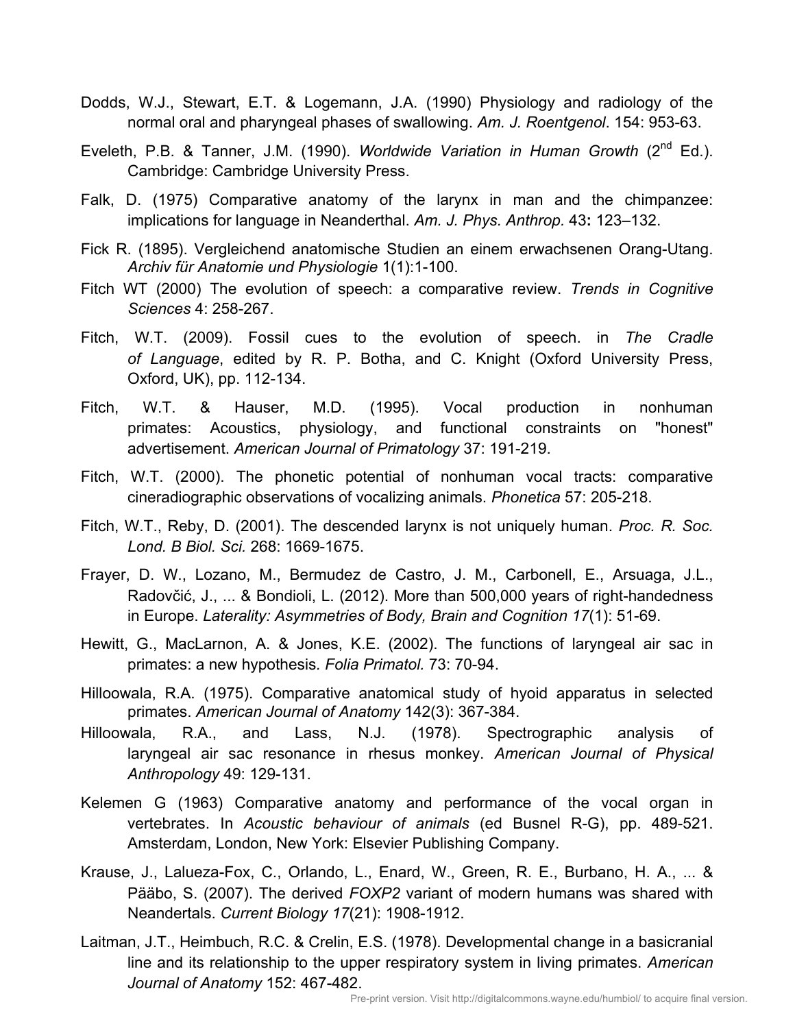Dodds, W.J., Stewart, E.T. & Logemann, J.A. (1990) Physiology and radiology of the normal oral and pharyngeal phases of swallowing. *Am. J. Roentgenol*. 154: 953-63.

Eveleth, P.B. & Tanner, J.M. (1990). *Worldwide Variation in Human Growth* (2nd Ed.). Cambridge: Cambridge University Press.

Falk, D. (1975) Comparative anatomy of the larynx in man and the chimpanzee: implications for language in Neanderthal. *Am. J. Phys. Anthrop.* 43**:** 123–132.

Fick R. (1895). Vergleichend anatomische Studien an einem erwachsenen Orang-Utang. *Archiv für Anatomie und Physiologie* 1(1):1-100.

Fitch WT (2000) The evolution of speech: a comparative review. *Trends in Cognitive Sciences* 4: 258-267.

Fitch, W.T. (2009). Fossil cues to the evolution of speech. in *The Cradle of Language*, edited by R. P. Botha, and C. Knight (Oxford University Press, Oxford, UK), pp. 112-134.

Fitch, W.T. & Hauser, M.D. (1995). Vocal production in nonhuman primates: Acoustics, physiology, and functional constraints on "honest" advertisement. *American Journal of Primatology* 37: 191-219.

Fitch, W.T. (2000). The phonetic potential of nonhuman vocal tracts: comparative cineradiographic observations of vocalizing animals. *Phonetica* 57: 205-218.

Fitch, W.T., Reby, D. (2001). The descended larynx is not uniquely human. *Proc. R. Soc. Lond. B Biol. Sci.* 268: 1669-1675.

Frayer, D. W., Lozano, M., Bermudez de Castro, J. M., Carbonell, E., Arsuaga, J.L., Radovčić, J., ... & Bondioli, L. (2012). More than 500,000 years of right-handedness in Europe. *Laterality: Asymmetries of Body, Brain and Cognition 17*(1): 51-69.

Hewitt, G., MacLarnon, A. & Jones, K.E. (2002). The functions of laryngeal air sac in primates: a new hypothesis. *Folia Primatol.* 73: 70-94.

Hilloowala, R.A. (1975). Comparative anatomical study of hyoid apparatus in selected primates. *American Journal of Anatomy* 142(3): 367-384.

Hilloowala, R.A., and Lass, N.J. (1978). Spectrographic analysis of laryngeal air sac resonance in rhesus monkey. *American Journal of Physical Anthropology* 49: 129-131.

Kelemen G (1963) Comparative anatomy and performance of the vocal organ in vertebrates. In *Acoustic behaviour of animals* (ed Busnel R-G), pp. 489-521. Amsterdam, London, New York: Elsevier Publishing Company.

Krause, J., Lalueza-Fox, C., Orlando, L., Enard, W., Green, R. E., Burbano, H. A., ... & Pääbo, S. (2007). The derived *FOXP2* variant of modern humans was shared with Neandertals. *Current Biology 17*(21): 1908-1912.

Laitman, J.T., Heimbuch, R.C. & Crelin, E.S. (1978). Developmental change in a basicranial line and its relationship to the upper respiratory system in living primates. *American Journal of Anatomy* 152: 467-482.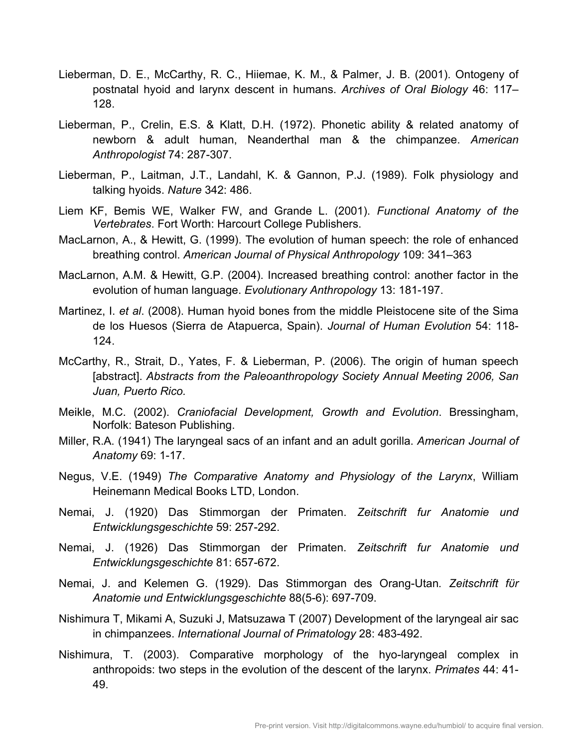Lieberman, D. E., McCarthy, R. C., Hiiemae, K. M., & Palmer, J. B. (2001). Ontogeny of postnatal hyoid and larynx descent in humans. *Archives of Oral Biology* 46: 117–128.

Lieberman, P., Crelin, E.S. & Klatt, D.H. (1972). Phonetic ability & related anatomy of newborn & adult human, Neanderthal man & the chimpanzee. *American Anthropologist* 74: 287-307.

Lieberman, P., Laitman, J.T., Landahl, K. & Gannon, P.J. (1989). Folk physiology and talking hyoids. *Nature* 342: 486.

Liem KF, Bemis WE, Walker FW, and Grande L. (2001). *Functional Anatomy of the Vertebrates*. Fort Worth: Harcourt College Publishers.

MacLarnon, A., & Hewitt, G. (1999). The evolution of human speech: the role of enhanced breathing control. *American Journal of Physical Anthropology* 109: 341–363

MacLarnon, A.M. & Hewitt, G.P. (2004). Increased breathing control: another factor in the evolution of human language. *Evolutionary Anthropology* 13: 181-197.

Martinez, I. *et al*. (2008). Human hyoid bones from the middle Pleistocene site of the Sima de los Huesos (Sierra de Atapuerca, Spain). *Journal of Human Evolution* 54: 118-124.

McCarthy, R., Strait, D., Yates, F. & Lieberman, P. (2006). The origin of human speech [abstract]. *Abstracts from the Paleoanthropology Society Annual Meeting 2006, San Juan, Puerto Rico.*

Meikle, M.C. (2002). *Craniofacial Development, Growth and Evolution*. Bressingham, Norfolk: Bateson Publishing.

Miller, R.A. (1941) The laryngeal sacs of an infant and an adult gorilla. *American Journal of Anatomy* 69: 1-17.

Negus, V.E. (1949) *The Comparative Anatomy and Physiology of the Larynx*, William Heinemann Medical Books LTD, London.

Nemai, J. (1920) Das Stimmorgan der Primaten. *Zeitschrift fur Anatomie und Entwicklungsgeschichte* 59: 257-292.

Nemai, J. (1926) Das Stimmorgan der Primaten. *Zeitschrift fur Anatomie und Entwicklungsgeschichte* 81: 657-672.

Nemai, J. and Kelemen G. (1929). Das Stimmorgan des Orang-Utan. *Zeitschrift für Anatomie und Entwicklungsgeschichte* 88(5-6): 697-709.

Nishimura T, Mikami A, Suzuki J, Matsuzawa T (2007) Development of the laryngeal air sac in chimpanzees. *International Journal of Primatology* 28: 483-492.

Nishimura, T. (2003). Comparative morphology of the hyo-laryngeal complex in anthropoids: two steps in the evolution of the descent of the larynx. *Primates* 44: 41-49.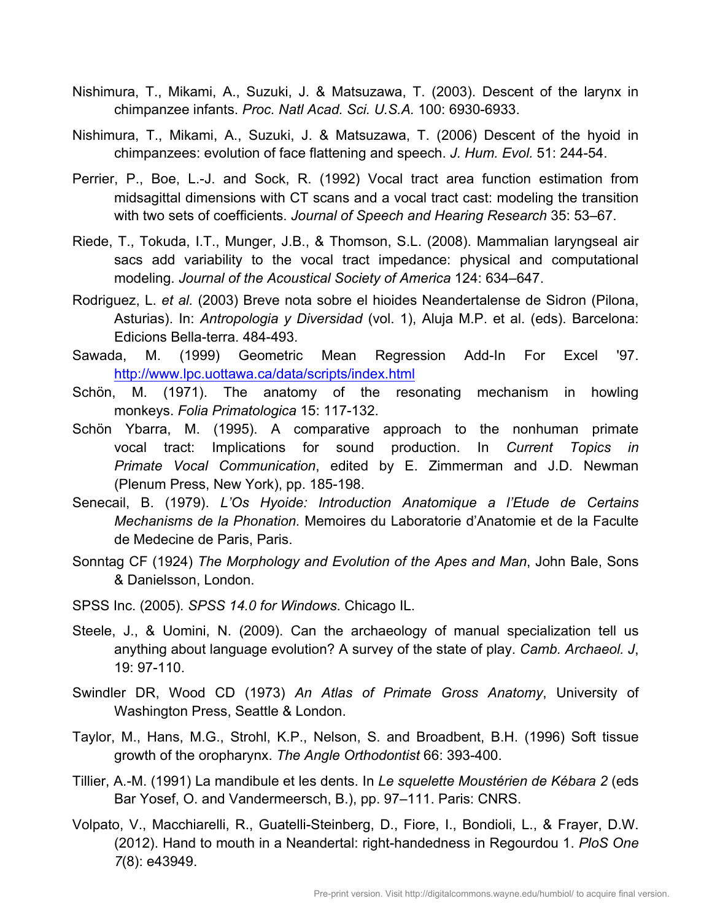Nishimura, T., Mikami, A., Suzuki, J. & Matsuzawa, T. (2003). Descent of the larynx in chimpanzee infants. *Proc. Natl Acad. Sci. U.S.A.* 100: 6930-6933.

Nishimura, T., Mikami, A., Suzuki, J. & Matsuzawa, T. (2006) Descent of the hyoid in chimpanzees: evolution of face flattening and speech. *J. Hum. Evol.* 51: 244-54.

Perrier, P., Boe, L.-J. and Sock, R. (1992) Vocal tract area function estimation from midsagittal dimensions with CT scans and a vocal tract cast: modeling the transition with two sets of coefficients. *Journal of Speech and Hearing Research* 35: 53–67.

Riede, T., Tokuda, I.T., Munger, J.B., & Thomson, S.L. (2008). Mammalian laryngseal air sacs add variability to the vocal tract impedance: physical and computational modeling. *Journal of the Acoustical Society of America* 124: 634–647.

Rodriguez, L. *et al.* (2003) Breve nota sobre el hioides Neandertalense de Sidron (Pilona, Asturias). In: *Antropologia y Diversidad* (vol. 1), Aluja M.P. et al. (eds). Barcelona: Edicions Bella-terra. 484-493.

Sawada, M. (1999) Geometric Mean Regression Add-In For Excel '97. http://www.lpc.uottawa.ca/data/scripts/index.html

Schön, M. (1971). The anatomy of the resonating mechanism in howling monkeys. *Folia Primatologica* 15: 117-132.

Schön Ybarra, M. (1995). A comparative approach to the nonhuman primate vocal tract: Implications for sound production. In *Current Topics in Primate Vocal Communication*, edited by E. Zimmerman and J.D. Newman (Plenum Press, New York), pp. 185-198.

Senecail, B. (1979). *L'Os Hyoide: Introduction Anatomique a l'Etude de Certains Mechanisms de la Phonation.* Memoires du Laboratorie d'Anatomie et de la Faculte de Medecine de Paris, Paris.

Sonntag CF (1924) *The Morphology and Evolution of the Apes and Man*, John Bale, Sons & Danielsson, London.

SPSS Inc. (2005). *SPSS 14.0 for Windows*. Chicago IL.

Steele, J., & Uomini, N. (2009). Can the archaeology of manual specialization tell us anything about language evolution? A survey of the state of play. *Camb. Archaeol. J*, 19: 97-110.

Swindler DR, Wood CD (1973) *An Atlas of Primate Gross Anatomy*, University of Washington Press, Seattle & London.

Taylor, M., Hans, M.G., Strohl, K.P., Nelson, S. and Broadbent, B.H. (1996) Soft tissue growth of the oropharynx. *The Angle Orthodontist* 66: 393-400.

Tillier, A.-M. (1991) La mandibule et les dents. In *Le squelette Moustérien de Kébara 2* (eds Bar Yosef, O. and Vandermeersch, B.), pp. 97–111. Paris: CNRS.

Volpato, V., Macchiarelli, R., Guatelli-Steinberg, D., Fiore, I., Bondioli, L., & Frayer, D.W. (2012). Hand to mouth in a Neandertal: right-handedness in Regourdou 1. *PloS One 7*(8): e43949.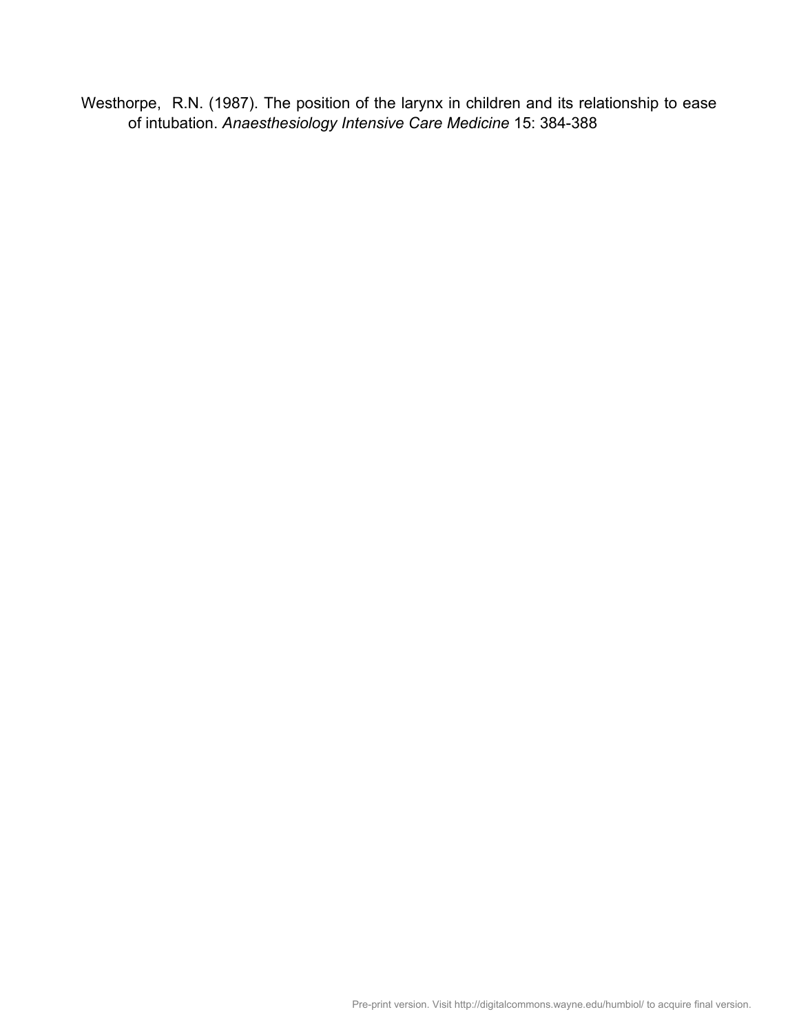Westhorpe, R.N. (1987). The position of the larynx in children and its relationship to ease of intubation. *Anaesthesiology Intensive Care Medicine* 15: 384-388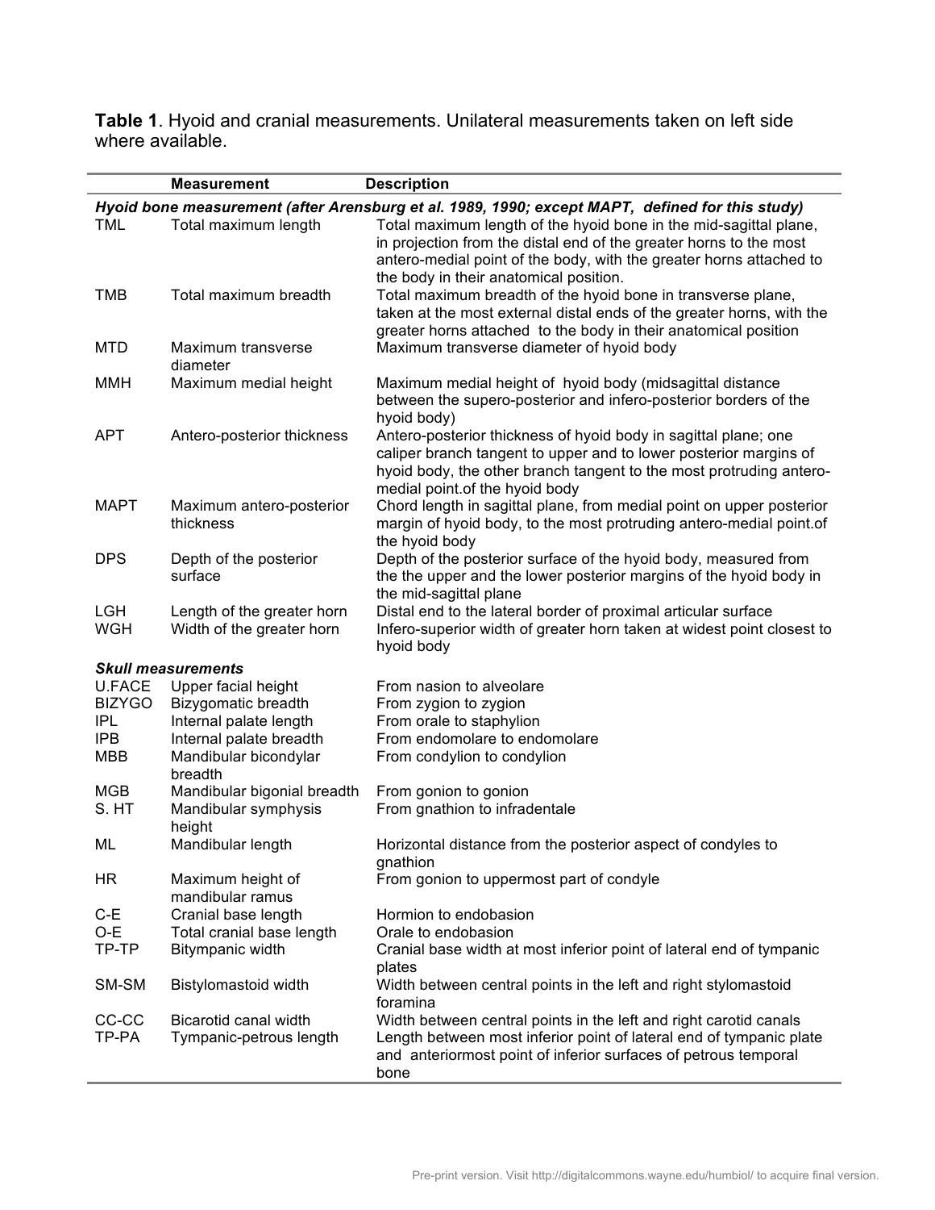**Table 1**. Hyoid and cranial measurements. Unilateral measurements taken on left side where available.

| | Measurement | Description |
|---|---|---|
| ***Hyoid bone measurement (after Arensburg et al. 1989, 1990; except MAPT, defined for this study)*** | | |
| TML | Total maximum length | Total maximum length of the hyoid bone in the mid-sagittal plane, in projection from the distal end of the greater horns to the most antero-medial point of the body, with the greater horns attached to the body in their anatomical position. |
| TMB | Total maximum breadth | Total maximum breadth of the hyoid bone in transverse plane, taken at the most external distal ends of the greater horns, with the greater horns attached to the body in their anatomical position |
| MTD | Maximum transverse diameter | Maximum transverse diameter of hyoid body |
| MMH | Maximum medial height | Maximum medial height of hyoid body (midsagittal distance between the supero-posterior and infero-posterior borders of the hyoid body) |
| APT | Antero-posterior thickness | Antero-posterior thickness of hyoid body in sagittal plane; one caliper branch tangent to upper and to lower posterior margins of hyoid body, the other branch tangent to the most protruding antero-medial point.of the hyoid body |
| MAPT | Maximum antero-posterior thickness | Chord length in sagittal plane, from medial point on upper posterior margin of hyoid body, to the most protruding antero-medial point.of the hyoid body |
| DPS | Depth of the posterior surface | Depth of the posterior surface of the hyoid body, measured from the the upper and the lower posterior margins of the hyoid body in the mid-sagittal plane |
| LGH | Length of the greater horn | Distal end to the lateral border of proximal articular surface |
| WGH | Width of the greater horn | Infero-superior width of greater horn taken at widest point closest to hyoid body |
| ***Skull measurements*** | | |
| U.FACE | Upper facial height | From nasion to alveolare |
| BIZYGO | Bizygomatic breadth | From zygion to zygion |
| IPL | Internal palate length | From orale to staphylion |
| IPB | Internal palate breadth | From endomolare to endomolare |
| MBB | Mandibular bicondylar breadth | From condylion to condylion |
| MGB | Mandibular bigonial breadth | From gonion to gonion |
| S. HT | Mandibular symphysis height | From gnathion to infradentale |
| ML | Mandibular length | Horizontal distance from the posterior aspect of condyles to gnathion |
| HR | Maximum height of mandibular ramus | From gonion to uppermost part of condyle |
| C-E | Cranial base length | Hormion to endobasion |
| O-E | Total cranial base length | Orale to endobasion |
| TP-TP | Bitympanic width | Cranial base width at most inferior point of lateral end of tympanic plates |
| SM-SM | Bistylomastoid width | Width between central points in the left and right stylomastoid foramina |
| CC-CC | Bicarotid canal width | Width between central points in the left and right carotid canals |
| TP-PA | Tympanic-petrous length | Length between most inferior point of lateral end of tympanic plate and anteriormost point of inferior surfaces of petrous temporal bone |

Pre-print version. Visit http://digitalcommons.wayne.edu/humbiol/ to acquire final version.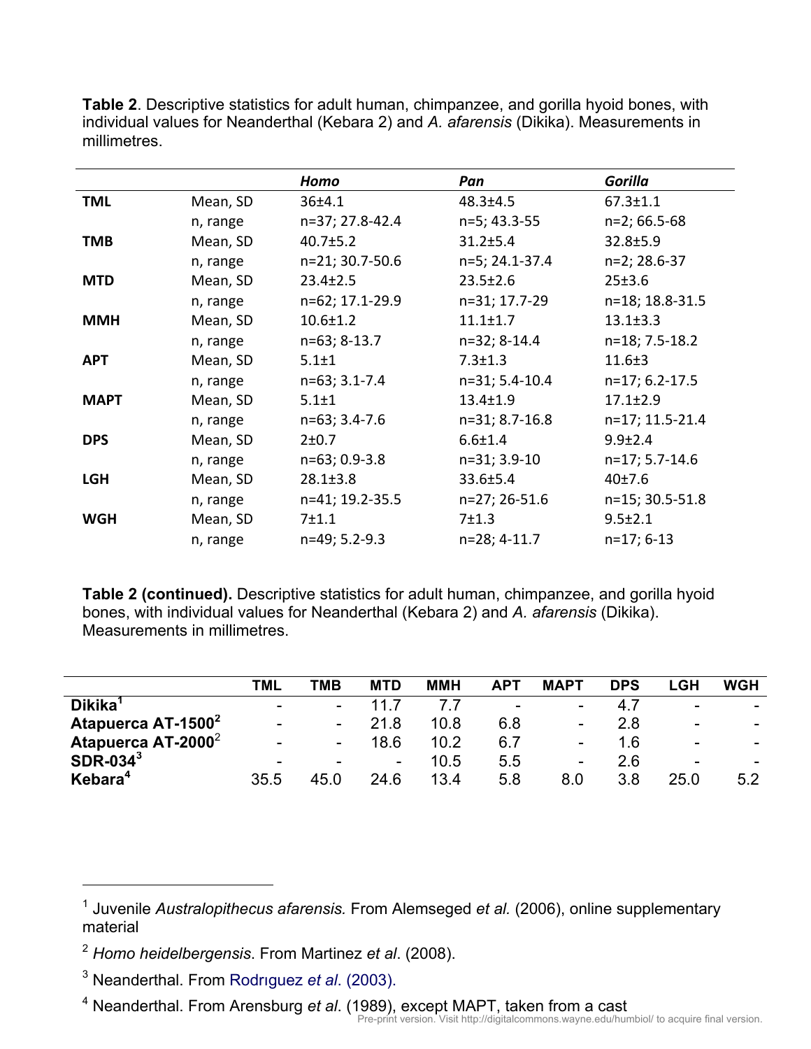**Table 2**. Descriptive statistics for adult human, chimpanzee, and gorilla hyoid bones, with individual values for Neanderthal (Kebara 2) and *A. afarensis* (Dikika). Measurements in millimetres.

| | | *Homo* | *Pan* | *Gorilla* |
|---|---|---|---|---|
| **TML** | Mean, SD | 36±4.1 | 48.3±4.5 | 67.3±1.1 |
| | n, range | n=37; 27.8-42.4 | n=5; 43.3-55 | n=2; 66.5-68 |
| **TMB** | Mean, SD | 40.7±5.2 | 31.2±5.4 | 32.8±5.9 |
| | n, range | n=21; 30.7-50.6 | n=5; 24.1-37.4 | n=2; 28.6-37 |
| **MTD** | Mean, SD | 23.4±2.5 | 23.5±2.6 | 25±3.6 |
| | n, range | n=62; 17.1-29.9 | n=31; 17.7-29 | n=18; 18.8-31.5 |
| **MMH** | Mean, SD | 10.6±1.2 | 11.1±1.7 | 13.1±3.3 |
| | n, range | n=63; 8-13.7 | n=32; 8-14.4 | n=18; 7.5-18.2 |
| **APT** | Mean, SD | 5.1±1 | 7.3±1.3 | 11.6±3 |
| | n, range | n=63; 3.1-7.4 | n=31; 5.4-10.4 | n=17; 6.2-17.5 |
| **MAPT** | Mean, SD | 5.1±1 | 13.4±1.9 | 17.1±2.9 |
| | n, range | n=63; 3.4-7.6 | n=31; 8.7-16.8 | n=17; 11.5-21.4 |
| **DPS** | Mean, SD | 2±0.7 | 6.6±1.4 | 9.9±2.4 |
| | n, range | n=63; 0.9-3.8 | n=31; 3.9-10 | n=17; 5.7-14.6 |
| **LGH** | Mean, SD | 28.1±3.8 | 33.6±5.4 | 40±7.6 |
| | n, range | n=41; 19.2-35.5 | n=27; 26-51.6 | n=15; 30.5-51.8 |
| **WGH** | Mean, SD | 7±1.1 | 7±1.3 | 9.5±2.1 |
| | n, range | n=49; 5.2-9.3 | n=28; 4-11.7 | n=17; 6-13 |

**Table 2 (continued).** Descriptive statistics for adult human, chimpanzee, and gorilla hyoid bones, with individual values for Neanderthal (Kebara 2) and *A. afarensis* (Dikika). Measurements in millimetres.

| | TML | TMB | MTD | MMH | APT | MAPT | DPS | LGH | WGH |
|---|---|---|---|---|---|---|---|---|---|
| **Dikika**[1] | - | - | 11.7 | 7.7 | - | - | 4.7 | - | - |
| **Atapuerca AT-1500**[2] | - | - | 21.8 | 10.8 | 6.8 | - | 2.8 | - | - |
| **Atapuerca AT-2000**[2] | - | - | 18.6 | 10.2 | 6.7 | - | 1.6 | - | - |
| **SDR-034**[3] | - | - | - | 10.5 | 5.5 | - | 2.6 | - | - |
| **Kebara**[4] | 35.5 | 45.0 | 24.6 | 13.4 | 5.8 | 8.0 | 3.8 | 25.0 | 5.2 |

[1] Juvenile *Australopithecus afarensis.* From Alemseged *et al.* (2006), online supplementary material

[2] *Homo heidelbergensis*. From Martinez *et al*. (2008).

[3] Neanderthal. From Rodrıguez *et al*. (2003).

[4] Neanderthal. From Arensburg *et al*. (1989), except MAPT, taken from a cast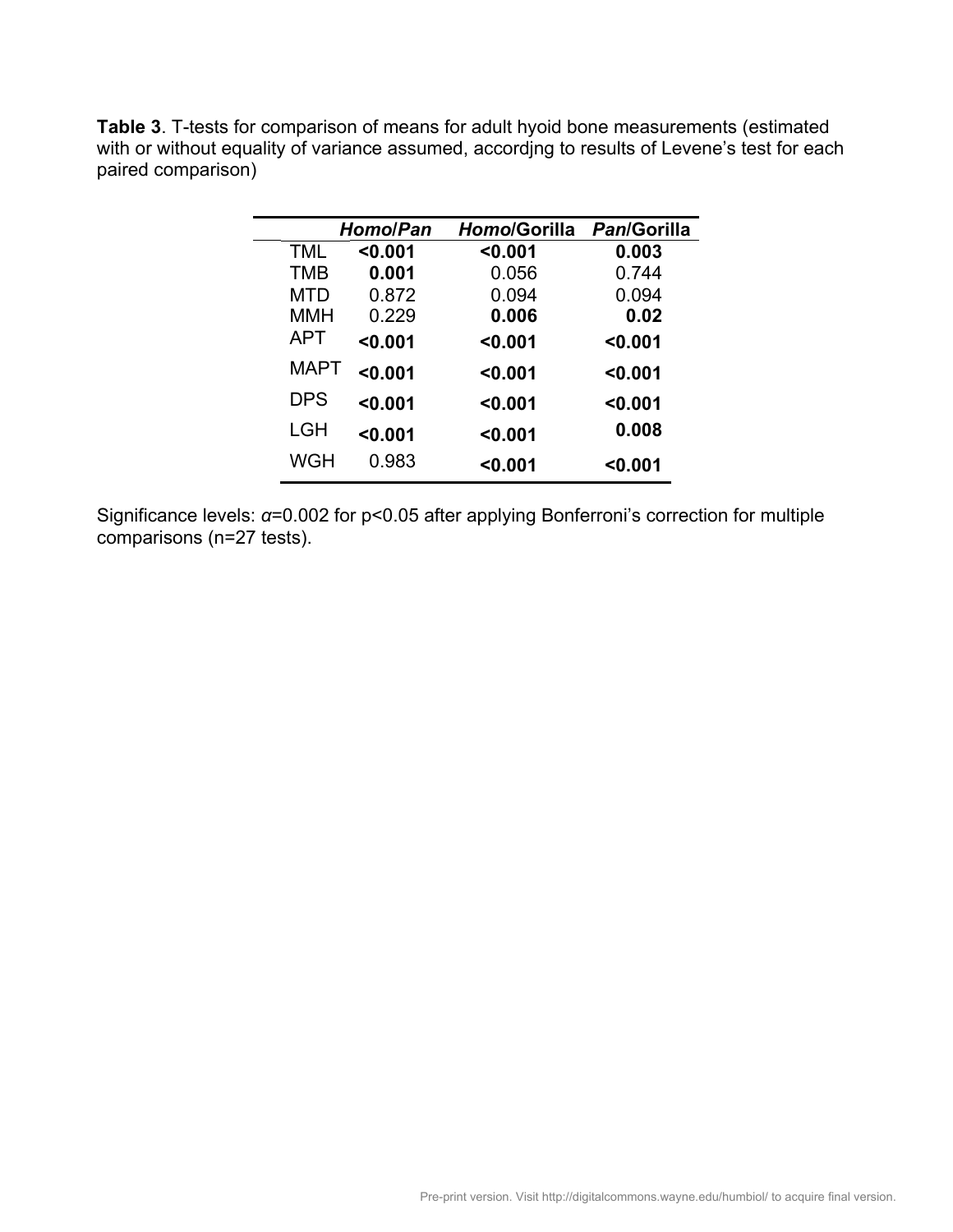**Table 3**. T-tests for comparison of means for adult hyoid bone measurements (estimated with or without equality of variance assumed, accordjng to results of Levene's test for each paired comparison)

| | ***Homo*/*Pan*** | ***Homo*/Gorilla** | ***Pan*/Gorilla** |
|---|---|---|---|
| TML | **<0.001** | **<0.001** | **0.003** |
| TMB | **0.001** | 0.056 | 0.744 |
| MTD | 0.872 | 0.094 | 0.094 |
| MMH | 0.229 | **0.006** | **0.02** |
| APT | **<0.001** | **<0.001** | **<0.001** |
| MAPT | **<0.001** | **<0.001** | **<0.001** |
| DPS | **<0.001** | **<0.001** | **<0.001** |
| LGH | **<0.001** | **<0.001** | **0.008** |
| WGH | 0.983 | **<0.001** | **<0.001** |

Significance levels: $\alpha$=0.002 for p<0.05 after applying Bonferroni's correction for multiple comparisons (n=27 tests).